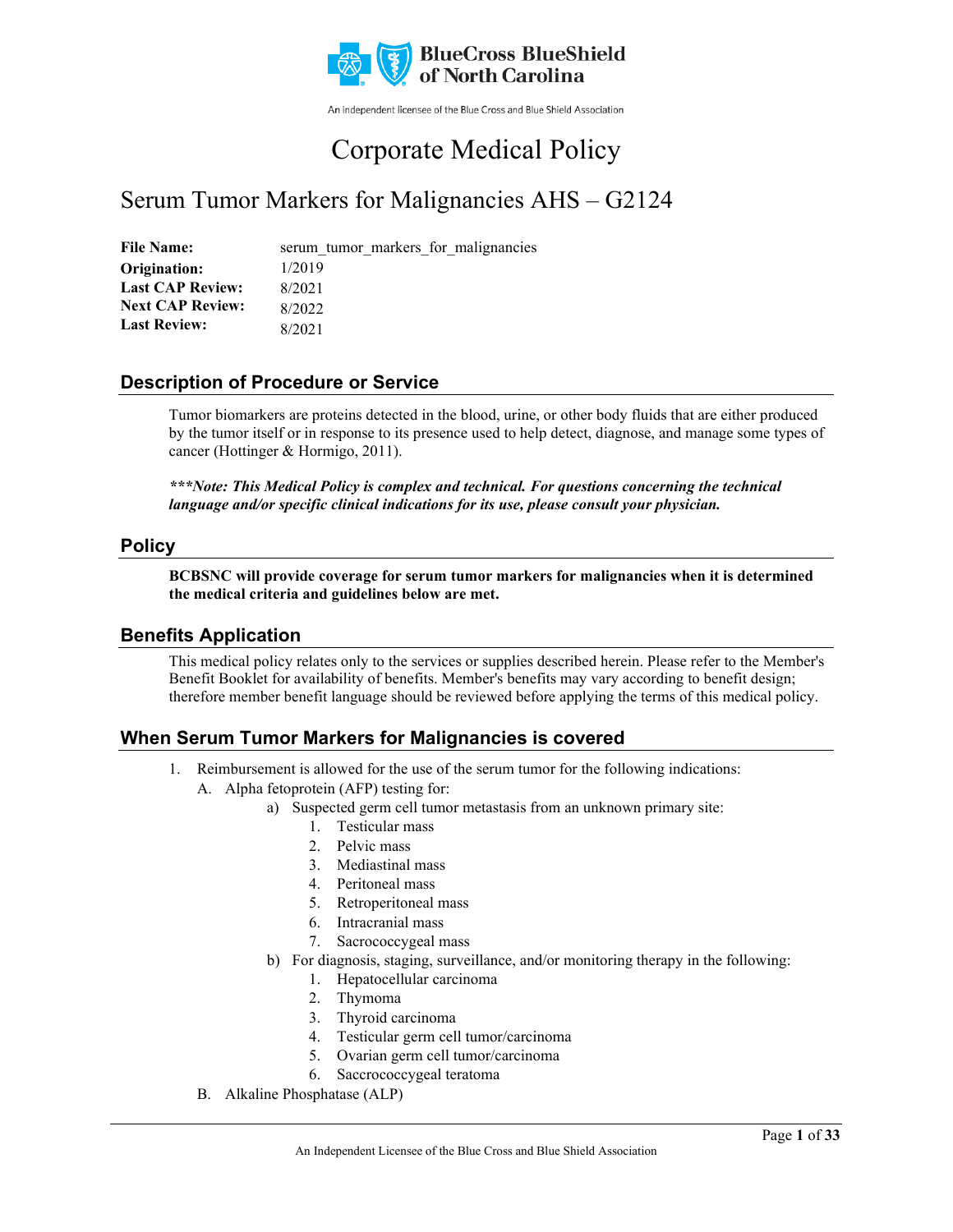BlueCross BlueShield of North Carolina

An independent licensee of the Blue Cross and Blue Shield Association

# Corporate Medical Policy

## Serum Tumor Markers for Malignancies AHS – G2124

| | |
|---|---|
| **File Name:** | serum_tumor_markers_for_malignancies |
| **Origination:** | 1/2019 |
| **Last CAP Review:** | 8/2021 |
| **Next CAP Review:** | 8/2022 |
| **Last Review:** | 8/2021 |

## Description of Procedure or Service

Tumor biomarkers are proteins detected in the blood, urine, or other body fluids that are either produced by the tumor itself or in response to its presence used to help detect, diagnose, and manage some types of cancer (Hottinger & Hormigo, 2011).

***\*\*\*Note: This Medical Policy is complex and technical. For questions concerning the technical language and/or specific clinical indications for its use, please consult your physician.***

## Policy

**BCBSNC will provide coverage for serum tumor markers for malignancies when it is determined the medical criteria and guidelines below are met.**

## Benefits Application

This medical policy relates only to the services or supplies described herein. Please refer to the Member's Benefit Booklet for availability of benefits. Member's benefits may vary according to benefit design; therefore member benefit language should be reviewed before applying the terms of this medical policy.

## When Serum Tumor Markers for Malignancies is covered

1. Reimbursement is allowed for the use of the serum tumor for the following indications:
   - A. Alpha fetoprotein (AFP) testing for:
     - a) Suspected germ cell tumor metastasis from an unknown primary site:
       1. Testicular mass
       2. Pelvic mass
       3. Mediastinal mass
       4. Peritoneal mass
       5. Retroperitoneal mass
       6. Intracranial mass
       7. Saccrococcygeal mass
     - b) For diagnosis, staging, surveillance, and/or monitoring therapy in the following:
       1. Hepatocellular carcinoma
       2. Thymoma
       3. Thyroid carcinoma
       4. Testicular germ cell tumor/carcinoma
       5. Ovarian germ cell tumor/carcinoma
       6. Saccrococcygeal teratoma
   - B. Alkaline Phosphatase (ALP)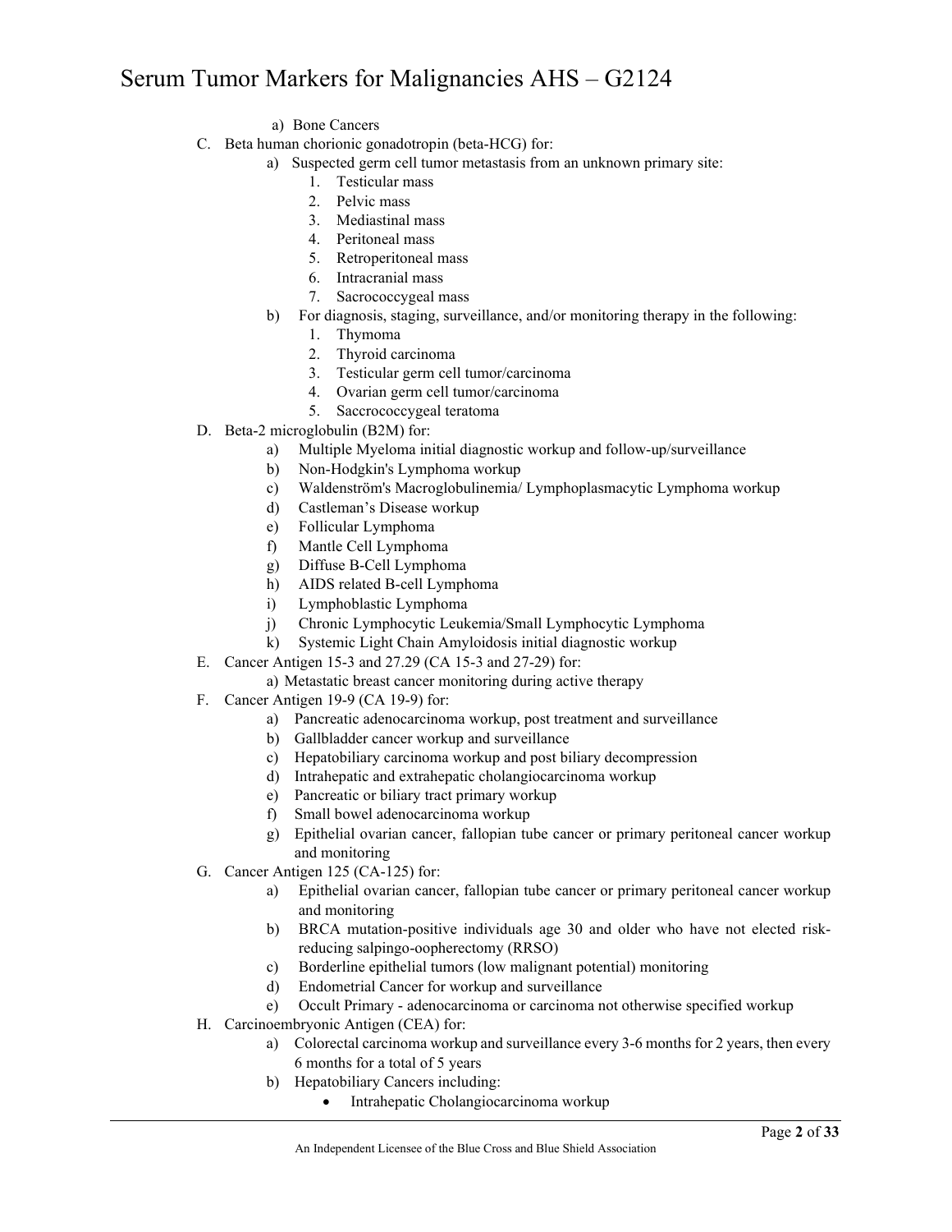a) Bone Cancers

C. Beta human chorionic gonadotropin (beta-HCG) for:
   a) Suspected germ cell tumor metastasis from an unknown primary site:
      1. Testicular mass
      2. Pelvic mass
      3. Mediastinal mass
      4. Peritoneal mass
      5. Retroperitoneal mass
      6. Intracranial mass
      7. Sacrococcygeal mass
   b) For diagnosis, staging, surveillance, and/or monitoring therapy in the following:
      1. Thymoma
      2. Thyroid carcinoma
      3. Testicular germ cell tumor/carcinoma
      4. Ovarian germ cell tumor/carcinoma
      5. Saccrococcygeal teratoma

D. Beta-2 microglobulin (B2M) for:
   a) Multiple Myeloma initial diagnostic workup and follow-up/surveillance
   b) Non-Hodgkin's Lymphoma workup
   c) Waldenström's Macroglobulinemia/ Lymphoplasmacytic Lymphoma workup
   d) Castleman's Disease workup
   e) Follicular Lymphoma
   f) Mantle Cell Lymphoma
   g) Diffuse B-Cell Lymphoma
   h) AIDS related B-cell Lymphoma
   i) Lymphoblastic Lymphoma
   j) Chronic Lymphocytic Leukemia/Small Lymphocytic Lymphoma
   k) Systemic Light Chain Amyloidosis initial diagnostic workup

E. Cancer Antigen 15-3 and 27.29 (CA 15-3 and 27-29) for:
   a) Metastatic breast cancer monitoring during active therapy

F. Cancer Antigen 19-9 (CA 19-9) for:
   a) Pancreatic adenocarcinoma workup, post treatment and surveillance
   b) Gallbladder cancer workup and surveillance
   c) Hepatobiliary carcinoma workup and post biliary decompression
   d) Intrahepatic and extrahepatic cholangiocarcinoma workup
   e) Pancreatic or biliary tract primary workup
   f) Small bowel adenocarcinoma workup
   g) Epithelial ovarian cancer, fallopian tube cancer or primary peritoneal cancer workup and monitoring

G. Cancer Antigen 125 (CA-125) for:
   a) Epithelial ovarian cancer, fallopian tube cancer or primary peritoneal cancer workup and monitoring
   b) BRCA mutation-positive individuals age 30 and older who have not elected risk-reducing salpingo-oopherectomy (RRSO)
   c) Borderline epithelial tumors (low malignant potential) monitoring
   d) Endometrial Cancer for workup and surveillance
   e) Occult Primary - adenocarcinoma or carcinoma not otherwise specified workup

H. Carcinoembryonic Antigen (CEA) for:
   a) Colorectal carcinoma workup and surveillance every 3-6 months for 2 years, then every 6 months for a total of 5 years
   b) Hepatobiliary Cancers including:
      - Intrahepatic Cholangiocarcinoma workup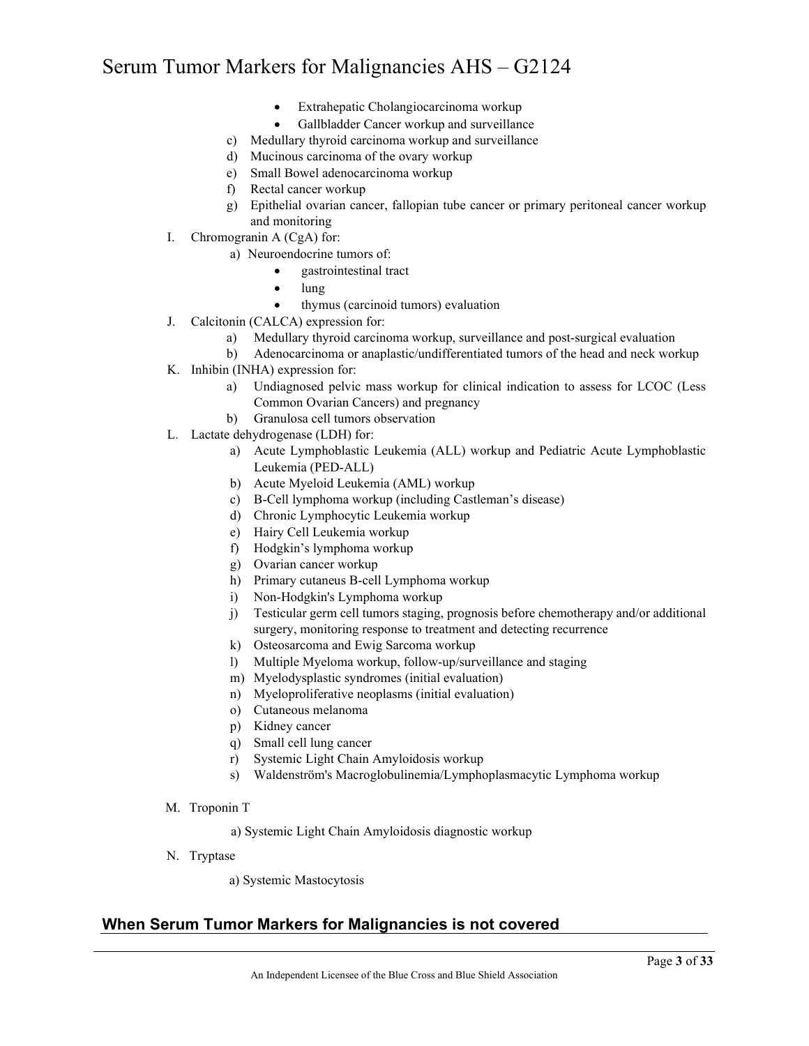- Extrahepatic Cholangiocarcinoma workup
- Gallbladder Cancer workup and surveillance

c) Medullary thyroid carcinoma workup and surveillance

d) Mucinous carcinoma of the ovary workup

e) Small Bowel adenocarcinoma workup

f) Rectal cancer workup

g) Epithelial ovarian cancer, fallopian tube cancer or primary peritoneal cancer workup and monitoring

I. Chromogranin A (CgA) for:

a) Neuroendocrine tumors of:
- gastrointestinal tract
- lung
- thymus (carcinoid tumors) evaluation

J. Calcitonin (CALCA) expression for:

a) Medullary thyroid carcinoma workup, surveillance and post-surgical evaluation

b) Adenocarcinoma or anaplastic/undifferentiated tumors of the head and neck workup

K. Inhibin (INHA) expression for:

a) Undiagnosed pelvic mass workup for clinical indication to assess for LCOC (Less Common Ovarian Cancers) and pregnancy

b) Granulosa cell tumors observation

L. Lactate dehydrogenase (LDH) for:

a) Acute Lymphoblastic Leukemia (ALL) workup and Pediatric Acute Lymphoblastic Leukemia (PED-ALL)

b) Acute Myeloid Leukemia (AML) workup

c) B-Cell lymphoma workup (including Castleman's disease)

d) Chronic Lymphocytic Leukemia workup

e) Hairy Cell Leukemia workup

f) Hodgkin's lymphoma workup

g) Ovarian cancer workup

h) Primary cutaneus B-cell Lymphoma workup

i) Non-Hodgkin's Lymphoma workup

j) Testicular germ cell tumors staging, prognosis before chemotherapy and/or additional surgery, monitoring response to treatment and detecting recurrence

k) Osteosarcoma and Ewig Sarcoma workup

l) Multiple Myeloma workup, follow-up/surveillance and staging

m) Myelodysplastic syndromes (initial evaluation)

n) Myeloproliferative neoplasms (initial evaluation)

o) Cutaneous melanoma

p) Kidney cancer

q) Small cell lung cancer

r) Systemic Light Chain Amyloidosis workup

s) Waldenström's Macroglobulinemia/Lymphoplasmacytic Lymphoma workup

M. Troponin T

a) Systemic Light Chain Amyloidosis diagnostic workup

N. Tryptase

a) Systemic Mastocytosis

## When Serum Tumor Markers for Malignancies is not covered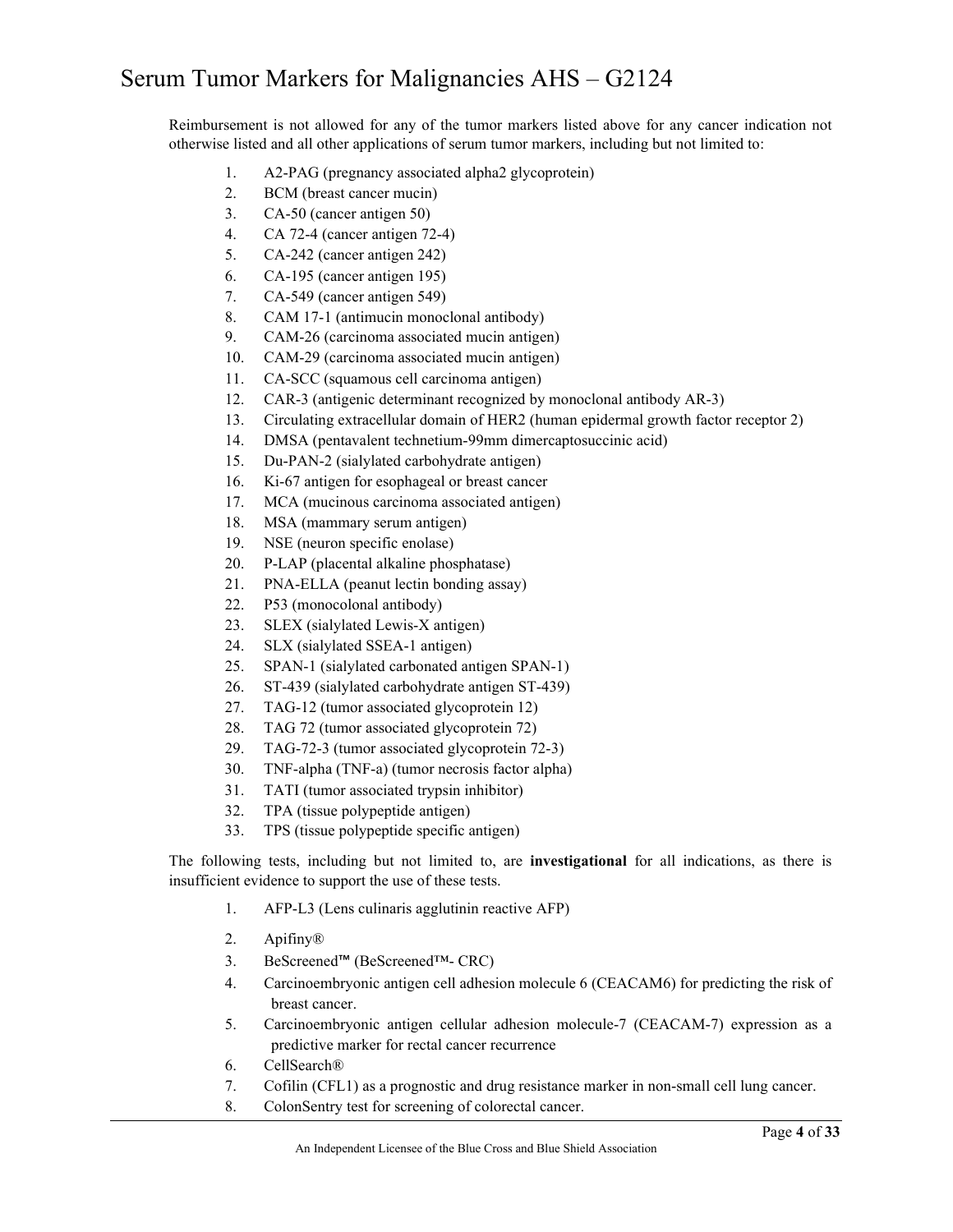Reimbursement is not allowed for any of the tumor markers listed above for any cancer indication not otherwise listed and all other applications of serum tumor markers, including but not limited to:

1. A2-PAG (pregnancy associated alpha2 glycoprotein)
2. BCM (breast cancer mucin)
3. CA-50 (cancer antigen 50)
4. CA 72-4 (cancer antigen 72-4)
5. CA-242 (cancer antigen 242)
6. CA-195 (cancer antigen 195)
7. CA-549 (cancer antigen 549)
8. CAM 17-1 (antimucin monoclonal antibody)
9. CAM-26 (carcinoma associated mucin antigen)
10. CAM-29 (carcinoma associated mucin antigen)
11. CA-SCC (squamous cell carcinoma antigen)
12. CAR-3 (antigenic determinant recognized by monoclonal antibody AR-3)
13. Circulating extracellular domain of HER2 (human epidermal growth factor receptor 2)
14. DMSA (pentavalent technetium-99mm dimercaptosuccinic acid)
15. Du-PAN-2 (sialylated carbohydrate antigen)
16. Ki-67 antigen for esophageal or breast cancer
17. MCA (mucinous carcinoma associated antigen)
18. MSA (mammary serum antigen)
19. NSE (neuron specific enolase)
20. P-LAP (placental alkaline phosphatase)
21. PNA-ELLA (peanut lectin bonding assay)
22. P53 (monocolonal antibody)
23. SLEX (sialylated Lewis-X antigen)
24. SLX (sialylated SSEA-1 antigen)
25. SPAN-1 (sialylated carbonated antigen SPAN-1)
26. ST-439 (sialylated carbohydrate antigen ST-439)
27. TAG-12 (tumor associated glycoprotein 12)
28. TAG 72 (tumor associated glycoprotein 72)
29. TAG-72-3 (tumor associated glycoprotein 72-3)
30. TNF-alpha (TNF-a) (tumor necrosis factor alpha)
31. TATI (tumor associated trypsin inhibitor)
32. TPA (tissue polypeptide antigen)
33. TPS (tissue polypeptide specific antigen)

The following tests, including but not limited to, are **investigational** for all indications, as there is insufficient evidence to support the use of these tests.

1. AFP-L3 (Lens culinaris agglutinin reactive AFP)
2. Apifiny®
3. BeScreened™ (BeScreened™- CRC)
4. Carcinoembryonic antigen cell adhesion molecule 6 (CEACAM6) for predicting the risk of breast cancer.
5. Carcinoembryonic antigen cellular adhesion molecule-7 (CEACAM-7) expression as a predictive marker for rectal cancer recurrence
6. CellSearch®
7. Cofilin (CFL1) as a prognostic and drug resistance marker in non-small cell lung cancer.
8. ColonSentry test for screening of colorectal cancer.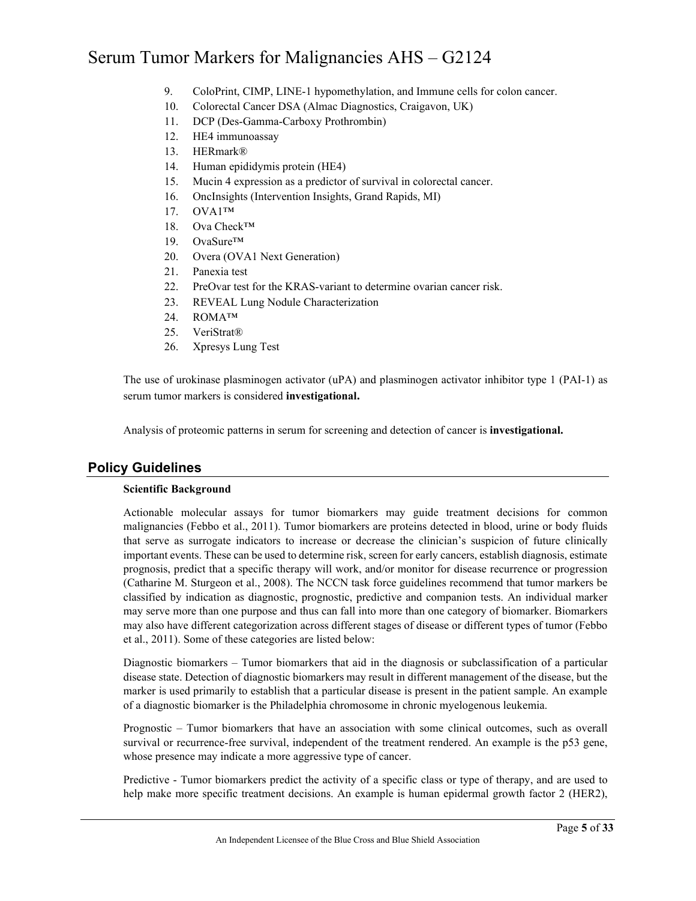9. ColoPrint, CIMP, LINE-1 hypomethylation, and Immune cells for colon cancer.
10. Colorectal Cancer DSA (Almac Diagnostics, Craigavon, UK)
11. DCP (Des-Gamma-Carboxy Prothrombin)
12. HE4 immunoassay
13. HERmark®
14. Human epididymis protein (HE4)
15. Mucin 4 expression as a predictor of survival in colorectal cancer.
16. OncInsights (Intervention Insights, Grand Rapids, MI)
17. OVA1™
18. Ova Check™
19. OvaSure™
20. Overa (OVA1 Next Generation)
21. Panexia test
22. PreOvar test for the KRAS-variant to determine ovarian cancer risk.
23. REVEAL Lung Nodule Characterization
24. ROMA™
25. VeriStrat®
26. Xpresys Lung Test

The use of urokinase plasminogen activator (uPA) and plasminogen activator inhibitor type 1 (PAI-1) as serum tumor markers is considered **investigational.**

Analysis of proteomic patterns in serum for screening and detection of cancer is **investigational.**

## Policy Guidelines

**Scientific Background**

Actionable molecular assays for tumor biomarkers may guide treatment decisions for common malignancies (Febbo et al., 2011). Tumor biomarkers are proteins detected in blood, urine or body fluids that serve as surrogate indicators to increase or decrease the clinician's suspicion of future clinically important events. These can be used to determine risk, screen for early cancers, establish diagnosis, estimate prognosis, predict that a specific therapy will work, and/or monitor for disease recurrence or progression (Catharine M. Sturgeon et al., 2008). The NCCN task force guidelines recommend that tumor markers be classified by indication as diagnostic, prognostic, predictive and companion tests. An individual marker may serve more than one purpose and thus can fall into more than one category of biomarker. Biomarkers may also have different categorization across different stages of disease or different types of tumor (Febbo et al., 2011). Some of these categories are listed below:

Diagnostic biomarkers – Tumor biomarkers that aid in the diagnosis or subclassification of a particular disease state. Detection of diagnostic biomarkers may result in different management of the disease, but the marker is used primarily to establish that a particular disease is present in the patient sample. An example of a diagnostic biomarker is the Philadelphia chromosome in chronic myelogenous leukemia.

Prognostic – Tumor biomarkers that have an association with some clinical outcomes, such as overall survival or recurrence-free survival, independent of the treatment rendered. An example is the p53 gene, whose presence may indicate a more aggressive type of cancer.

Predictive - Tumor biomarkers predict the activity of a specific class or type of therapy, and are used to help make more specific treatment decisions. An example is human epidermal growth factor 2 (HER2),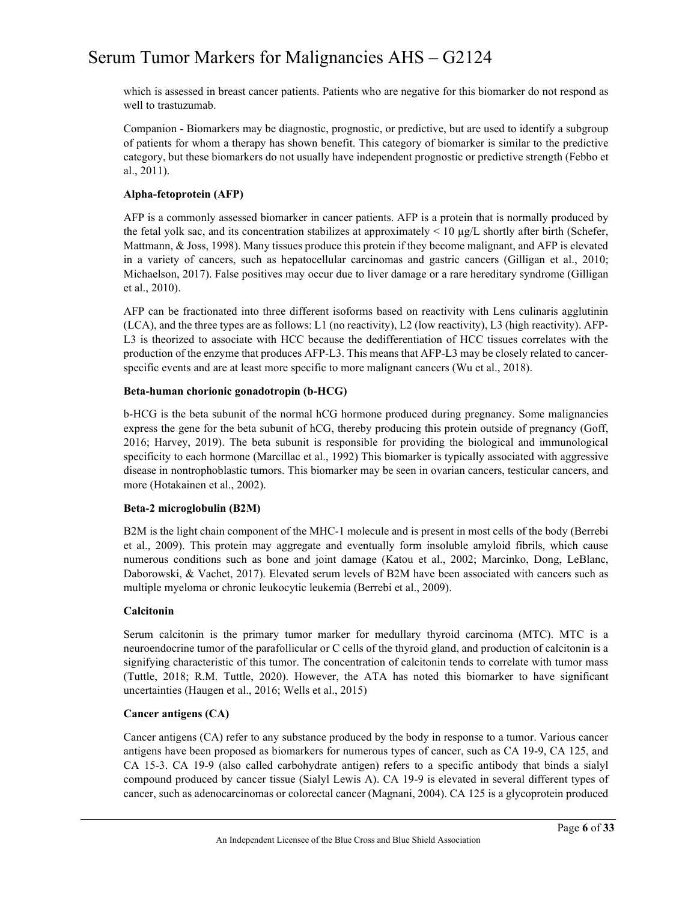which is assessed in breast cancer patients. Patients who are negative for this biomarker do not respond as well to trastuzumab.

Companion - Biomarkers may be diagnostic, prognostic, or predictive, but are used to identify a subgroup of patients for whom a therapy has shown benefit. This category of biomarker is similar to the predictive category, but these biomarkers do not usually have independent prognostic or predictive strength (Febbo et al., 2011).

**Alpha-fetoprotein (AFP)**

AFP is a commonly assessed biomarker in cancer patients. AFP is a protein that is normally produced by the fetal yolk sac, and its concentration stabilizes at approximately < 10 µg/L shortly after birth (Schefer, Mattmann, & Joss, 1998). Many tissues produce this protein if they become malignant, and AFP is elevated in a variety of cancers, such as hepatocellular carcinomas and gastric cancers (Gilligan et al., 2010; Michaelson, 2017). False positives may occur due to liver damage or a rare hereditary syndrome (Gilligan et al., 2010).

AFP can be fractionated into three different isoforms based on reactivity with Lens culinaris agglutinin (LCA), and the three types are as follows: L1 (no reactivity), L2 (low reactivity), L3 (high reactivity). AFP-L3 is theorized to associate with HCC because the dedifferentiation of HCC tissues correlates with the production of the enzyme that produces AFP-L3. This means that AFP-L3 may be closely related to cancer-specific events and are at least more specific to more malignant cancers (Wu et al., 2018).

**Beta-human chorionic gonadotropin (b-HCG)**

b-HCG is the beta subunit of the normal hCG hormone produced during pregnancy. Some malignancies express the gene for the beta subunit of hCG, thereby producing this protein outside of pregnancy (Goff, 2016; Harvey, 2019). The beta subunit is responsible for providing the biological and immunological specificity to each hormone (Marcillac et al., 1992) This biomarker is typically associated with aggressive disease in nontrophoblastic tumors. This biomarker may be seen in ovarian cancers, testicular cancers, and more (Hotakainen et al., 2002).

**Beta-2 microglobulin (B2M)**

B2M is the light chain component of the MHC-1 molecule and is present in most cells of the body (Berrebi et al., 2009). This protein may aggregate and eventually form insoluble amyloid fibrils, which cause numerous conditions such as bone and joint damage (Katou et al., 2002; Marcinko, Dong, LeBlanc, Daborowski, & Vachet, 2017). Elevated serum levels of B2M have been associated with cancers such as multiple myeloma or chronic leukocytic leukemia (Berrebi et al., 2009).

**Calcitonin**

Serum calcitonin is the primary tumor marker for medullary thyroid carcinoma (MTC). MTC is a neuroendocrine tumor of the parafollicular or C cells of the thyroid gland, and production of calcitonin is a signifying characteristic of this tumor. The concentration of calcitonin tends to correlate with tumor mass (Tuttle, 2018; R.M. Tuttle, 2020). However, the ATA has noted this biomarker to have significant uncertainties (Haugen et al., 2016; Wells et al., 2015)

**Cancer antigens (CA)**

Cancer antigens (CA) refer to any substance produced by the body in response to a tumor. Various cancer antigens have been proposed as biomarkers for numerous types of cancer, such as CA 19-9, CA 125, and CA 15-3. CA 19-9 (also called carbohydrate antigen) refers to a specific antibody that binds a sialyl compound produced by cancer tissue (Sialyl Lewis A). CA 19-9 is elevated in several different types of cancer, such as adenocarcinomas or colorectal cancer (Magnani, 2004). CA 125 is a glycoprotein produced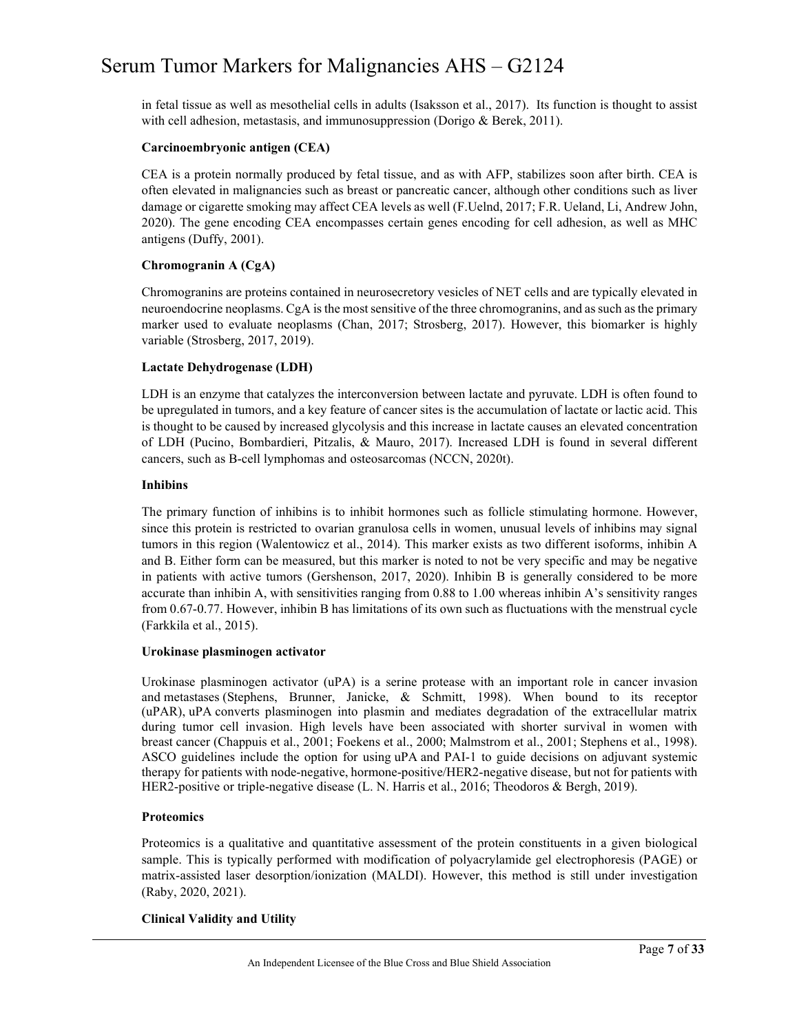in fetal tissue as well as mesothelial cells in adults (Isaksson et al., 2017). Its function is thought to assist with cell adhesion, metastasis, and immunosuppression (Dorigo & Berek, 2011).

**Carcinoembryonic antigen (CEA)**

CEA is a protein normally produced by fetal tissue, and as with AFP, stabilizes soon after birth. CEA is often elevated in malignancies such as breast or pancreatic cancer, although other conditions such as liver damage or cigarette smoking may affect CEA levels as well (F.Uelnd, 2017; F.R. Ueland, Li, Andrew John, 2020). The gene encoding CEA encompasses certain genes encoding for cell adhesion, as well as MHC antigens (Duffy, 2001).

**Chromogranin A (CgA)**

Chromogranins are proteins contained in neurosecretory vesicles of NET cells and are typically elevated in neuroendocrine neoplasms. CgA is the most sensitive of the three chromogranins, and as such as the primary marker used to evaluate neoplasms (Chan, 2017; Strosberg, 2017). However, this biomarker is highly variable (Strosberg, 2017, 2019).

**Lactate Dehydrogenase (LDH)**

LDH is an enzyme that catalyzes the interconversion between lactate and pyruvate. LDH is often found to be upregulated in tumors, and a key feature of cancer sites is the accumulation of lactate or lactic acid. This is thought to be caused by increased glycolysis and this increase in lactate causes an elevated concentration of LDH (Pucino, Bombardieri, Pitzalis, & Mauro, 2017). Increased LDH is found in several different cancers, such as B-cell lymphomas and osteosarcomas (NCCN, 2020t).

**Inhibins**

The primary function of inhibins is to inhibit hormones such as follicle stimulating hormone. However, since this protein is restricted to ovarian granulosa cells in women, unusual levels of inhibins may signal tumors in this region (Walentowicz et al., 2014). This marker exists as two different isoforms, inhibin A and B. Either form can be measured, but this marker is noted to not be very specific and may be negative in patients with active tumors (Gershenson, 2017, 2020). Inhibin B is generally considered to be more accurate than inhibin A, with sensitivities ranging from 0.88 to 1.00 whereas inhibin A's sensitivity ranges from 0.67-0.77. However, inhibin B has limitations of its own such as fluctuations with the menstrual cycle (Farkkila et al., 2015).

**Urokinase plasminogen activator**

Urokinase plasminogen activator (uPA) is a serine protease with an important role in cancer invasion and metastases (Stephens, Brunner, Janicke, & Schmitt, 1998). When bound to its receptor (uPAR), uPA converts plasminogen into plasmin and mediates degradation of the extracellular matrix during tumor cell invasion. High levels have been associated with shorter survival in women with breast cancer (Chappuis et al., 2001; Foekens et al., 2000; Malmstrom et al., 2001; Stephens et al., 1998). ASCO guidelines include the option for using uPA and PAI-1 to guide decisions on adjuvant systemic therapy for patients with node-negative, hormone-positive/HER2-negative disease, but not for patients with HER2-positive or triple-negative disease (L. N. Harris et al., 2016; Theodoros & Bergh, 2019).

**Proteomics**

Proteomics is a qualitative and quantitative assessment of the protein constituents in a given biological sample. This is typically performed with modification of polyacrylamide gel electrophoresis (PAGE) or matrix-assisted laser desorption/ionization (MALDI). However, this method is still under investigation (Raby, 2020, 2021).

**Clinical Validity and Utility**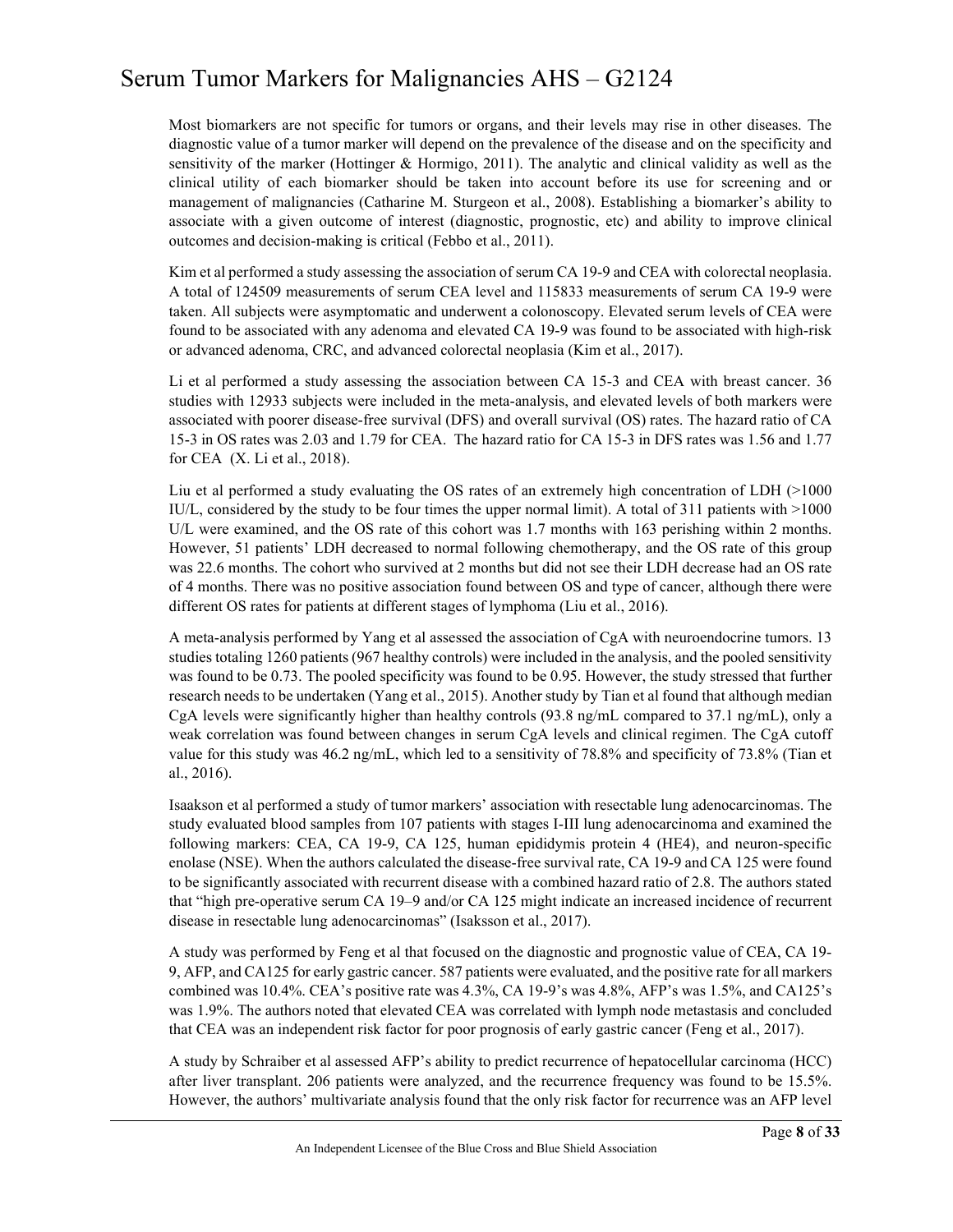Most biomarkers are not specific for tumors or organs, and their levels may rise in other diseases. The diagnostic value of a tumor marker will depend on the prevalence of the disease and on the specificity and sensitivity of the marker (Hottinger & Hormigo, 2011). The analytic and clinical validity as well as the clinical utility of each biomarker should be taken into account before its use for screening and or management of malignancies (Catharine M. Sturgeon et al., 2008). Establishing a biomarker's ability to associate with a given outcome of interest (diagnostic, prognostic, etc) and ability to improve clinical outcomes and decision-making is critical (Febbo et al., 2011).

Kim et al performed a study assessing the association of serum CA 19-9 and CEA with colorectal neoplasia. A total of 124509 measurements of serum CEA level and 115833 measurements of serum CA 19-9 were taken. All subjects were asymptomatic and underwent a colonoscopy. Elevated serum levels of CEA were found to be associated with any adenoma and elevated CA 19-9 was found to be associated with high-risk or advanced adenoma, CRC, and advanced colorectal neoplasia (Kim et al., 2017).

Li et al performed a study assessing the association between CA 15-3 and CEA with breast cancer. 36 studies with 12933 subjects were included in the meta-analysis, and elevated levels of both markers were associated with poorer disease-free survival (DFS) and overall survival (OS) rates. The hazard ratio of CA 15-3 in OS rates was 2.03 and 1.79 for CEA. The hazard ratio for CA 15-3 in DFS rates was 1.56 and 1.77 for CEA (X. Li et al., 2018).

Liu et al performed a study evaluating the OS rates of an extremely high concentration of LDH (>1000 IU/L, considered by the study to be four times the upper normal limit). A total of 311 patients with >1000 U/L were examined, and the OS rate of this cohort was 1.7 months with 163 perishing within 2 months. However, 51 patients' LDH decreased to normal following chemotherapy, and the OS rate of this group was 22.6 months. The cohort who survived at 2 months but did not see their LDH decrease had an OS rate of 4 months. There was no positive association found between OS and type of cancer, although there were different OS rates for patients at different stages of lymphoma (Liu et al., 2016).

A meta-analysis performed by Yang et al assessed the association of CgA with neuroendocrine tumors. 13 studies totaling 1260 patients (967 healthy controls) were included in the analysis, and the pooled sensitivity was found to be 0.73. The pooled specificity was found to be 0.95. However, the study stressed that further research needs to be undertaken (Yang et al., 2015). Another study by Tian et al found that although median CgA levels were significantly higher than healthy controls (93.8 ng/mL compared to 37.1 ng/mL), only a weak correlation was found between changes in serum CgA levels and clinical regimen. The CgA cutoff value for this study was 46.2 ng/mL, which led to a sensitivity of 78.8% and specificity of 73.8% (Tian et al., 2016).

Isaakson et al performed a study of tumor markers' association with resectable lung adenocarcinomas. The study evaluated blood samples from 107 patients with stages I-III lung adenocarcinoma and examined the following markers: CEA, CA 19-9, CA 125, human epididymis protein 4 (HE4), and neuron-specific enolase (NSE). When the authors calculated the disease-free survival rate, CA 19-9 and CA 125 were found to be significantly associated with recurrent disease with a combined hazard ratio of 2.8. The authors stated that "high pre-operative serum CA 19–9 and/or CA 125 might indicate an increased incidence of recurrent disease in resectable lung adenocarcinomas" (Isaksson et al., 2017).

A study was performed by Feng et al that focused on the diagnostic and prognostic value of CEA, CA 19-9, AFP, and CA125 for early gastric cancer. 587 patients were evaluated, and the positive rate for all markers combined was 10.4%. CEA's positive rate was 4.3%, CA 19-9's was 4.8%, AFP's was 1.5%, and CA125's was 1.9%. The authors noted that elevated CEA was correlated with lymph node metastasis and concluded that CEA was an independent risk factor for poor prognosis of early gastric cancer (Feng et al., 2017).

A study by Schraiber et al assessed AFP's ability to predict recurrence of hepatocellular carcinoma (HCC) after liver transplant. 206 patients were analyzed, and the recurrence frequency was found to be 15.5%. However, the authors' multivariate analysis found that the only risk factor for recurrence was an AFP level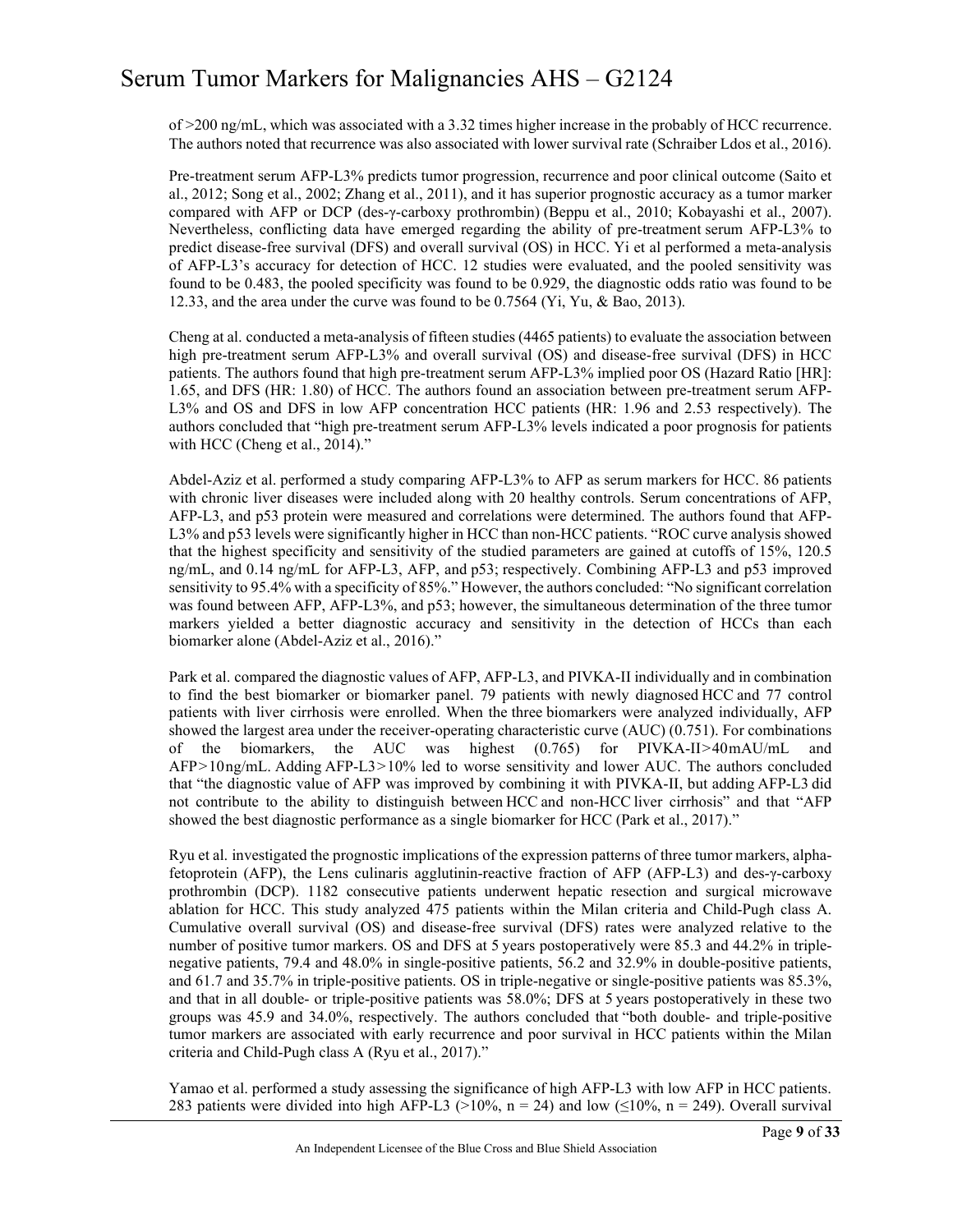of >200 ng/mL, which was associated with a 3.32 times higher increase in the probably of HCC recurrence. The authors noted that recurrence was also associated with lower survival rate (Schraiber Ldos et al., 2016).

Pre-treatment serum AFP-L3% predicts tumor progression, recurrence and poor clinical outcome (Saito et al., 2012; Song et al., 2002; Zhang et al., 2011), and it has superior prognostic accuracy as a tumor marker compared with AFP or DCP (des-γ-carboxy prothrombin) (Beppu et al., 2010; Kobayashi et al., 2007). Nevertheless, conflicting data have emerged regarding the ability of pre-treatment serum AFP-L3% to predict disease-free survival (DFS) and overall survival (OS) in HCC. Yi et al performed a meta-analysis of AFP-L3's accuracy for detection of HCC. 12 studies were evaluated, and the pooled sensitivity was found to be 0.483, the pooled specificity was found to be 0.929, the diagnostic odds ratio was found to be 12.33, and the area under the curve was found to be 0.7564 (Yi, Yu, & Bao, 2013).

Cheng at al. conducted a meta-analysis of fifteen studies (4465 patients) to evaluate the association between high pre-treatment serum AFP-L3% and overall survival (OS) and disease-free survival (DFS) in HCC patients. The authors found that high pre-treatment serum AFP-L3% implied poor OS (Hazard Ratio [HR]: 1.65, and DFS (HR: 1.80) of HCC. The authors found an association between pre-treatment serum AFP-L3% and OS and DFS in low AFP concentration HCC patients (HR: 1.96 and 2.53 respectively). The authors concluded that "high pre-treatment serum AFP-L3% levels indicated a poor prognosis for patients with HCC (Cheng et al., 2014)."

Abdel-Aziz et al. performed a study comparing AFP-L3% to AFP as serum markers for HCC. 86 patients with chronic liver diseases were included along with 20 healthy controls. Serum concentrations of AFP, AFP-L3, and p53 protein were measured and correlations were determined. The authors found that AFP-L3% and p53 levels were significantly higher in HCC than non-HCC patients. "ROC curve analysis showed that the highest specificity and sensitivity of the studied parameters are gained at cutoffs of 15%, 120.5 ng/mL, and 0.14 ng/mL for AFP-L3, AFP, and p53; respectively. Combining AFP-L3 and p53 improved sensitivity to 95.4% with a specificity of 85%." However, the authors concluded: "No significant correlation was found between AFP, AFP-L3%, and p53; however, the simultaneous determination of the three tumor markers yielded a better diagnostic accuracy and sensitivity in the detection of HCCs than each biomarker alone (Abdel-Aziz et al., 2016)."

Park et al. compared the diagnostic values of AFP, AFP-L3, and PIVKA-II individually and in combination to find the best biomarker or biomarker panel. 79 patients with newly diagnosed HCC and 77 control patients with liver cirrhosis were enrolled. When the three biomarkers were analyzed individually, AFP showed the largest area under the receiver-operating characteristic curve (AUC) (0.751). For combinations of the biomarkers, the AUC was highest (0.765) for PIVKA-II>40mAU/mL and AFP>10ng/mL. Adding AFP-L3>10% led to worse sensitivity and lower AUC. The authors concluded that "the diagnostic value of AFP was improved by combining it with PIVKA-II, but adding AFP-L3 did not contribute to the ability to distinguish between HCC and non-HCC liver cirrhosis" and that "AFP showed the best diagnostic performance as a single biomarker for HCC (Park et al., 2017)."

Ryu et al. investigated the prognostic implications of the expression patterns of three tumor markers, alpha-fetoprotein (AFP), the Lens culinaris agglutinin-reactive fraction of AFP (AFP-L3) and des-γ-carboxy prothrombin (DCP). 1182 consecutive patients underwent hepatic resection and surgical microwave ablation for HCC. This study analyzed 475 patients within the Milan criteria and Child-Pugh class A. Cumulative overall survival (OS) and disease-free survival (DFS) rates were analyzed relative to the number of positive tumor markers. OS and DFS at 5 years postoperatively were 85.3 and 44.2% in triple-negative patients, 79.4 and 48.0% in single-positive patients, 56.2 and 32.9% in double-positive patients, and 61.7 and 35.7% in triple-positive patients. OS in triple-negative or single-positive patients was 85.3%, and that in all double- or triple-positive patients was 58.0%; DFS at 5 years postoperatively in these two groups was 45.9 and 34.0%, respectively. The authors concluded that "both double- and triple-positive tumor markers are associated with early recurrence and poor survival in HCC patients within the Milan criteria and Child-Pugh class A (Ryu et al., 2017)."

Yamao et al. performed a study assessing the significance of high AFP-L3 with low AFP in HCC patients. 283 patients were divided into high AFP-L3 (>10%, n = 24) and low (≤10%, n = 249). Overall survival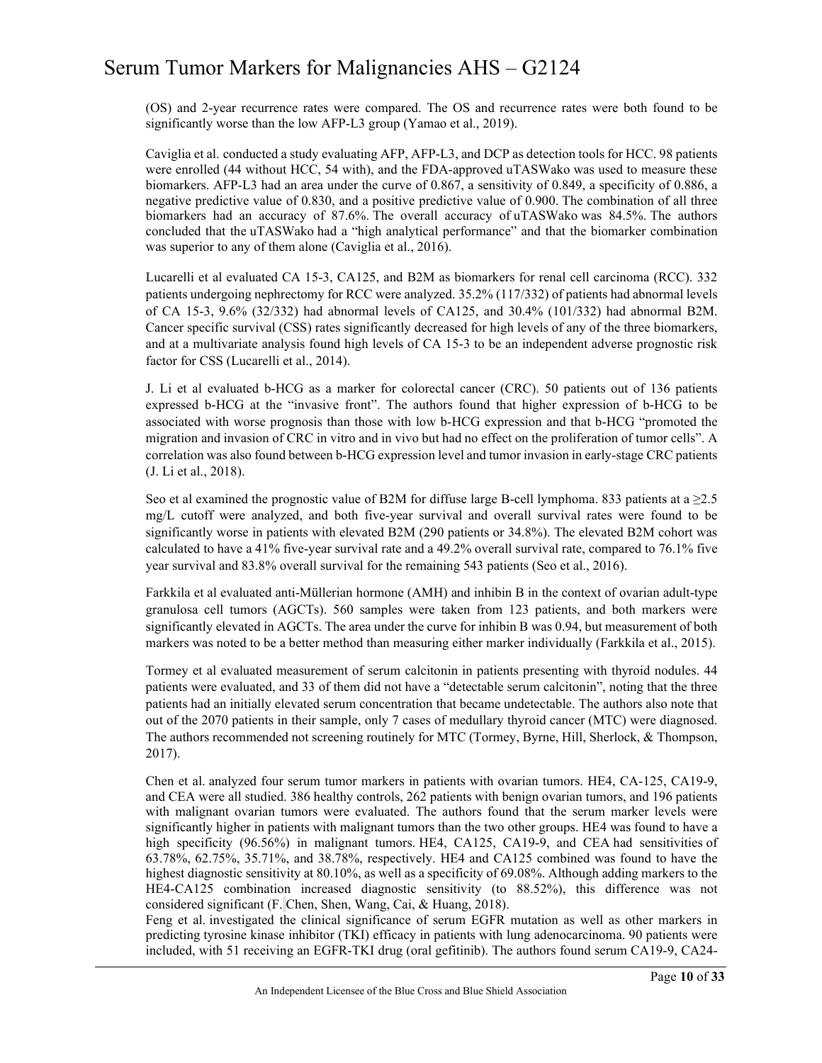(OS) and 2-year recurrence rates were compared. The OS and recurrence rates were both found to be significantly worse than the low AFP-L3 group (Yamao et al., 2019).

Caviglia et al. conducted a study evaluating AFP, AFP-L3, and DCP as detection tools for HCC. 98 patients were enrolled (44 without HCC, 54 with), and the FDA-approved uTASWako was used to measure these biomarkers. AFP-L3 had an area under the curve of 0.867, a sensitivity of 0.849, a specificity of 0.886, a negative predictive value of 0.830, and a positive predictive value of 0.900. The combination of all three biomarkers had an accuracy of 87.6%. The overall accuracy of uTASWako was 84.5%. The authors concluded that the uTASWako had a "high analytical performance" and that the biomarker combination was superior to any of them alone (Caviglia et al., 2016).

Lucarelli et al evaluated CA 15-3, CA125, and B2M as biomarkers for renal cell carcinoma (RCC). 332 patients undergoing nephrectomy for RCC were analyzed. 35.2% (117/332) of patients had abnormal levels of CA 15-3, 9.6% (32/332) had abnormal levels of CA125, and 30.4% (101/332) had abnormal B2M. Cancer specific survival (CSS) rates significantly decreased for high levels of any of the three biomarkers, and at a multivariate analysis found high levels of CA 15-3 to be an independent adverse prognostic risk factor for CSS (Lucarelli et al., 2014).

J. Li et al evaluated b-HCG as a marker for colorectal cancer (CRC). 50 patients out of 136 patients expressed b-HCG at the "invasive front". The authors found that higher expression of b-HCG to be associated with worse prognosis than those with low b-HCG expression and that b-HCG "promoted the migration and invasion of CRC in vitro and in vivo but had no effect on the proliferation of tumor cells". A correlation was also found between b-HCG expression level and tumor invasion in early-stage CRC patients (J. Li et al., 2018).

Seo et al examined the prognostic value of B2M for diffuse large B-cell lymphoma. 833 patients at a ≥2.5 mg/L cutoff were analyzed, and both five-year survival and overall survival rates were found to be significantly worse in patients with elevated B2M (290 patients or 34.8%). The elevated B2M cohort was calculated to have a 41% five-year survival rate and a 49.2% overall survival rate, compared to 76.1% five year survival and 83.8% overall survival for the remaining 543 patients (Seo et al., 2016).

Farkkila et al evaluated anti-Müllerian hormone (AMH) and inhibin B in the context of ovarian adult-type granulosa cell tumors (AGCTs). 560 samples were taken from 123 patients, and both markers were significantly elevated in AGCTs. The area under the curve for inhibin B was 0.94, but measurement of both markers was noted to be a better method than measuring either marker individually (Farkkila et al., 2015).

Tormey et al evaluated measurement of serum calcitonin in patients presenting with thyroid nodules. 44 patients were evaluated, and 33 of them did not have a "detectable serum calcitonin", noting that the three patients had an initially elevated serum concentration that became undetectable. The authors also note that out of the 2070 patients in their sample, only 7 cases of medullary thyroid cancer (MTC) were diagnosed. The authors recommended not screening routinely for MTC (Tormey, Byrne, Hill, Sherlock, & Thompson, 2017).

Chen et al. analyzed four serum tumor markers in patients with ovarian tumors. HE4, CA-125, CA19-9, and CEA were all studied. 386 healthy controls, 262 patients with benign ovarian tumors, and 196 patients with malignant ovarian tumors were evaluated. The authors found that the serum marker levels were significantly higher in patients with malignant tumors than the two other groups. HE4 was found to have a high specificity (96.56%) in malignant tumors. HE4, CA125, CA19-9, and CEA had sensitivities of 63.78%, 62.75%, 35.71%, and 38.78%, respectively. HE4 and CA125 combined was found to have the highest diagnostic sensitivity at 80.10%, as well as a specificity of 69.08%. Although adding markers to the HE4-CA125 combination increased diagnostic sensitivity (to 88.52%), this difference was not considered significant (F. Chen, Shen, Wang, Cai, & Huang, 2018).

Feng et al. investigated the clinical significance of serum EGFR mutation as well as other markers in predicting tyrosine kinase inhibitor (TKI) efficacy in patients with lung adenocarcinoma. 90 patients were included, with 51 receiving an EGFR-TKI drug (oral gefitinib). The authors found serum CA19-9, CA24-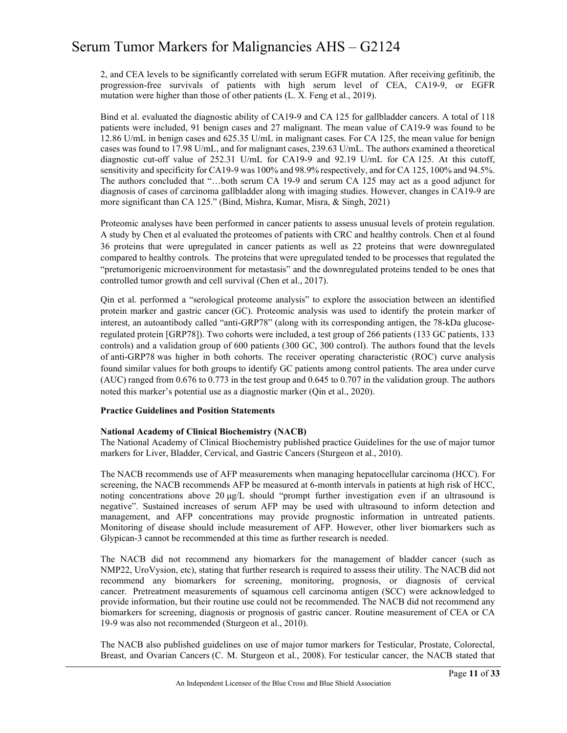2, and CEA levels to be significantly correlated with serum EGFR mutation. After receiving gefitinib, the progression-free survivals of patients with high serum level of CEA, CA19-9, or EGFR mutation were higher than those of other patients (L. X. Feng et al., 2019).

Bind et al. evaluated the diagnostic ability of CA19-9 and CA 125 for gallbladder cancers. A total of 118 patients were included, 91 benign cases and 27 malignant. The mean value of CA19-9 was found to be 12.86 U/mL in benign cases and 625.35 U/mL in malignant cases. For CA 125, the mean value for benign cases was found to 17.98 U/mL, and for malignant cases, 239.63 U/mL. The authors examined a theoretical diagnostic cut-off value of 252.31 U/mL for CA19-9 and 92.19 U/mL for CA 125. At this cutoff, sensitivity and specificity for CA19-9 was 100% and 98.9% respectively, and for CA 125, 100% and 94.5%. The authors concluded that "…both serum CA 19-9 and serum CA 125 may act as a good adjunct for diagnosis of cases of carcinoma gallbladder along with imaging studies. However, changes in CA19-9 are more significant than CA 125." (Bind, Mishra, Kumar, Misra, & Singh, 2021)

Proteomic analyses have been performed in cancer patients to assess unusual levels of protein regulation. A study by Chen et al evaluated the proteomes of patients with CRC and healthy controls. Chen et al found 36 proteins that were upregulated in cancer patients as well as 22 proteins that were downregulated compared to healthy controls. The proteins that were upregulated tended to be processes that regulated the "pretumorigenic microenvironment for metastasis" and the downregulated proteins tended to be ones that controlled tumor growth and cell survival (Chen et al., 2017).

Qin et al. performed a "serological proteome analysis" to explore the association between an identified protein marker and gastric cancer (GC). Proteomic analysis was used to identify the protein marker of interest, an autoantibody called "anti-GRP78" (along with its corresponding antigen, the 78-kDa glucose-regulated protein [GRP78]). Two cohorts were included, a test group of 266 patients (133 GC patients, 133 controls) and a validation group of 600 patients (300 GC, 300 control). The authors found that the levels of anti-GRP78 was higher in both cohorts. The receiver operating characteristic (ROC) curve analysis found similar values for both groups to identify GC patients among control patients. The area under curve (AUC) ranged from 0.676 to 0.773 in the test group and 0.645 to 0.707 in the validation group. The authors noted this marker's potential use as a diagnostic marker (Qin et al., 2020).

**Practice Guidelines and Position Statements**

**National Academy of Clinical Biochemistry (NACB)**

The National Academy of Clinical Biochemistry published practice Guidelines for the use of major tumor markers for Liver, Bladder, Cervical, and Gastric Cancers (Sturgeon et al., 2010).

The NACB recommends use of AFP measurements when managing hepatocellular carcinoma (HCC). For screening, the NACB recommends AFP be measured at 6-month intervals in patients at high risk of HCC, noting concentrations above 20 μg/L should "prompt further investigation even if an ultrasound is negative". Sustained increases of serum AFP may be used with ultrasound to inform detection and management, and AFP concentrations may provide prognostic information in untreated patients. Monitoring of disease should include measurement of AFP. However, other liver biomarkers such as Glypican-3 cannot be recommended at this time as further research is needed.

The NACB did not recommend any biomarkers for the management of bladder cancer (such as NMP22, UroVysion, etc), stating that further research is required to assess their utility. The NACB did not recommend any biomarkers for screening, monitoring, prognosis, or diagnosis of cervical cancer. Pretreatment measurements of squamous cell carcinoma antigen (SCC) were acknowledged to provide information, but their routine use could not be recommended. The NACB did not recommend any biomarkers for screening, diagnosis or prognosis of gastric cancer. Routine measurement of CEA or CA 19-9 was also not recommended (Sturgeon et al., 2010).

The NACB also published guidelines on use of major tumor markers for Testicular, Prostate, Colorectal, Breast, and Ovarian Cancers (C. M. Sturgeon et al., 2008). For testicular cancer, the NACB stated that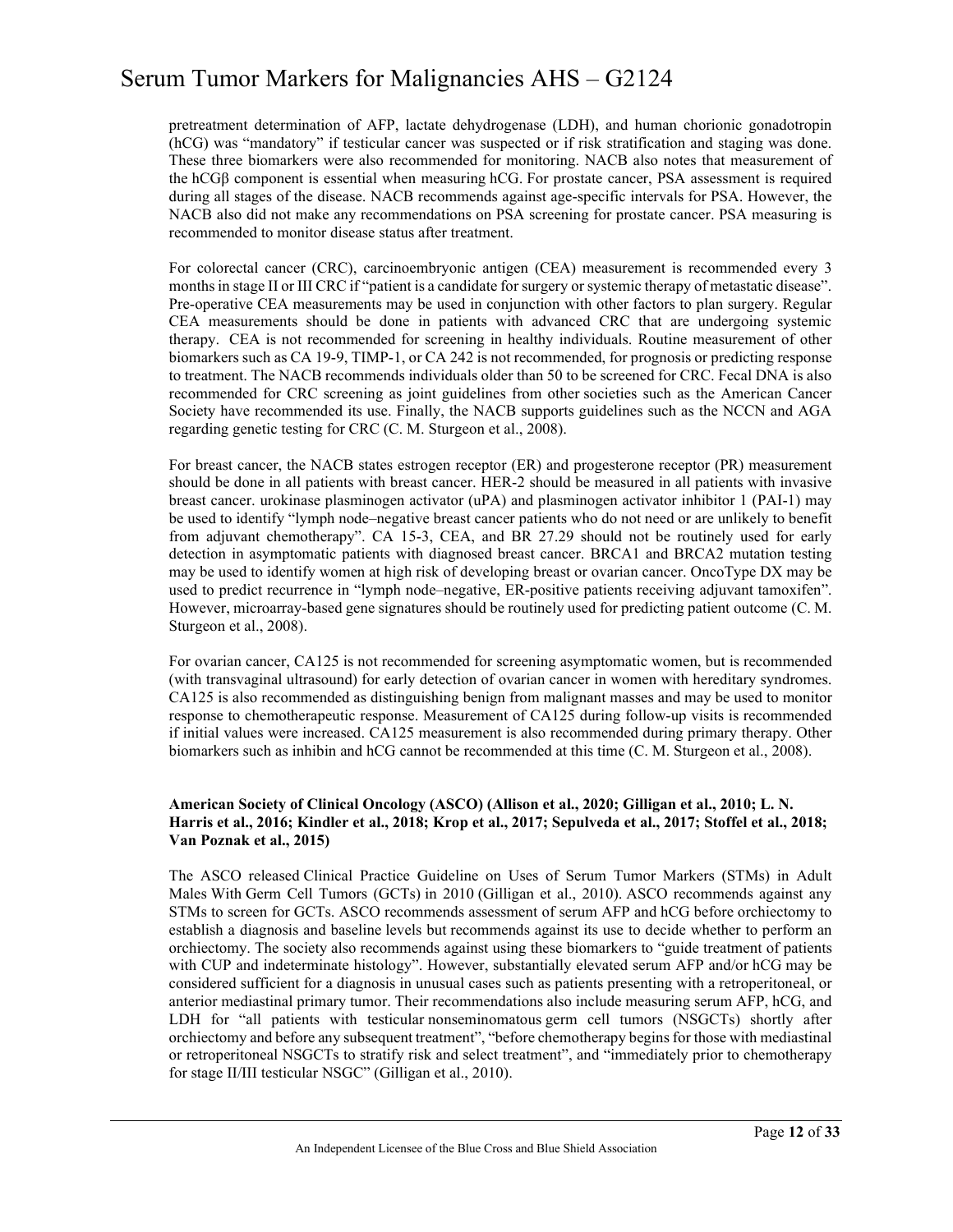pretreatment determination of AFP, lactate dehydrogenase (LDH), and human chorionic gonadotropin (hCG) was "mandatory" if testicular cancer was suspected or if risk stratification and staging was done. These three biomarkers were also recommended for monitoring. NACB also notes that measurement of the hCGβ component is essential when measuring hCG. For prostate cancer, PSA assessment is required during all stages of the disease. NACB recommends against age-specific intervals for PSA. However, the NACB also did not make any recommendations on PSA screening for prostate cancer. PSA measuring is recommended to monitor disease status after treatment.

For colorectal cancer (CRC), carcinoembryonic antigen (CEA) measurement is recommended every 3 months in stage II or III CRC if "patient is a candidate for surgery or systemic therapy of metastatic disease". Pre-operative CEA measurements may be used in conjunction with other factors to plan surgery. Regular CEA measurements should be done in patients with advanced CRC that are undergoing systemic therapy. CEA is not recommended for screening in healthy individuals. Routine measurement of other biomarkers such as CA 19-9, TIMP-1, or CA 242 is not recommended, for prognosis or predicting response to treatment. The NACB recommends individuals older than 50 to be screened for CRC. Fecal DNA is also recommended for CRC screening as joint guidelines from other societies such as the American Cancer Society have recommended its use. Finally, the NACB supports guidelines such as the NCCN and AGA regarding genetic testing for CRC (C. M. Sturgeon et al., 2008).

For breast cancer, the NACB states estrogen receptor (ER) and progesterone receptor (PR) measurement should be done in all patients with breast cancer. HER-2 should be measured in all patients with invasive breast cancer. urokinase plasminogen activator (uPA) and plasminogen activator inhibitor 1 (PAI-1) may be used to identify "lymph node–negative breast cancer patients who do not need or are unlikely to benefit from adjuvant chemotherapy". CA 15-3, CEA, and BR 27.29 should not be routinely used for early detection in asymptomatic patients with diagnosed breast cancer. BRCA1 and BRCA2 mutation testing may be used to identify women at high risk of developing breast or ovarian cancer. OncoType DX may be used to predict recurrence in "lymph node–negative, ER-positive patients receiving adjuvant tamoxifen". However, microarray-based gene signatures should be routinely used for predicting patient outcome (C. M. Sturgeon et al., 2008).

For ovarian cancer, CA125 is not recommended for screening asymptomatic women, but is recommended (with transvaginal ultrasound) for early detection of ovarian cancer in women with hereditary syndromes. CA125 is also recommended as distinguishing benign from malignant masses and may be used to monitor response to chemotherapeutic response. Measurement of CA125 during follow-up visits is recommended if initial values were increased. CA125 measurement is also recommended during primary therapy. Other biomarkers such as inhibin and hCG cannot be recommended at this time (C. M. Sturgeon et al., 2008).

**American Society of Clinical Oncology (ASCO) (Allison et al., 2020; Gilligan et al., 2010; L. N. Harris et al., 2016; Kindler et al., 2018; Krop et al., 2017; Sepulveda et al., 2017; Stoffel et al., 2018; Van Poznak et al., 2015)**

The ASCO released Clinical Practice Guideline on Uses of Serum Tumor Markers (STMs) in Adult Males With Germ Cell Tumors (GCTs) in 2010 (Gilligan et al., 2010). ASCO recommends against any STMs to screen for GCTs. ASCO recommends assessment of serum AFP and hCG before orchiectomy to establish a diagnosis and baseline levels but recommends against its use to decide whether to perform an orchiectomy. The society also recommends against using these biomarkers to "guide treatment of patients with CUP and indeterminate histology". However, substantially elevated serum AFP and/or hCG may be considered sufficient for a diagnosis in unusual cases such as patients presenting with a retroperitoneal, or anterior mediastinal primary tumor. Their recommendations also include measuring serum AFP, hCG, and LDH for "all patients with testicular nonseminomatous germ cell tumors (NSGCTs) shortly after orchiectomy and before any subsequent treatment", "before chemotherapy begins for those with mediastinal or retroperitoneal NSGCTs to stratify risk and select treatment", and "immediately prior to chemotherapy for stage II/III testicular NSGC" (Gilligan et al., 2010).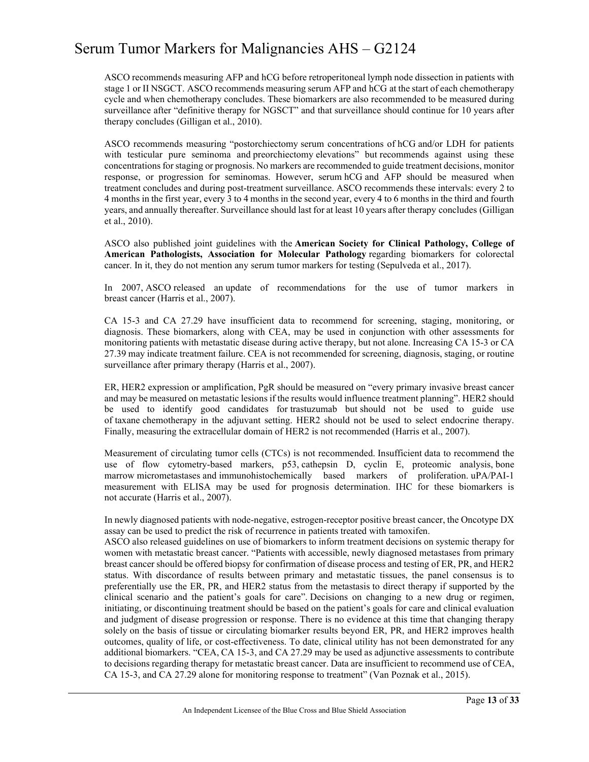ASCO recommends measuring AFP and hCG before retroperitoneal lymph node dissection in patients with stage 1 or II NSGCT. ASCO recommends measuring serum AFP and hCG at the start of each chemotherapy cycle and when chemotherapy concludes. These biomarkers are also recommended to be measured during surveillance after "definitive therapy for NGSCT" and that surveillance should continue for 10 years after therapy concludes (Gilligan et al., 2010).

ASCO recommends measuring "postorchiectomy serum concentrations of hCG and/or LDH for patients with testicular pure seminoma and preorchiectomy elevations" but recommends against using these concentrations for staging or prognosis. No markers are recommended to guide treatment decisions, monitor response, or progression for seminomas. However, serum hCG and AFP should be measured when treatment concludes and during post-treatment surveillance. ASCO recommends these intervals: every 2 to 4 months in the first year, every 3 to 4 months in the second year, every 4 to 6 months in the third and fourth years, and annually thereafter. Surveillance should last for at least 10 years after therapy concludes (Gilligan et al., 2010).

ASCO also published joint guidelines with the **American Society for Clinical Pathology, College of American Pathologists, Association for Molecular Pathology** regarding biomarkers for colorectal cancer. In it, they do not mention any serum tumor markers for testing (Sepulveda et al., 2017).

In 2007, ASCO released an update of recommendations for the use of tumor markers in breast cancer (Harris et al., 2007).

CA 15-3 and CA 27.29 have insufficient data to recommend for screening, staging, monitoring, or diagnosis. These biomarkers, along with CEA, may be used in conjunction with other assessments for monitoring patients with metastatic disease during active therapy, but not alone. Increasing CA 15-3 or CA 27.39 may indicate treatment failure. CEA is not recommended for screening, diagnosis, staging, or routine surveillance after primary therapy (Harris et al., 2007).

ER, HER2 expression or amplification, PgR should be measured on "every primary invasive breast cancer and may be measured on metastatic lesions if the results would influence treatment planning". HER2 should be used to identify good candidates for trastuzumab but should not be used to guide use of taxane chemotherapy in the adjuvant setting. HER2 should not be used to select endocrine therapy. Finally, measuring the extracellular domain of HER2 is not recommended (Harris et al., 2007).

Measurement of circulating tumor cells (CTCs) is not recommended. Insufficient data to recommend the use of flow cytometry-based markers, p53, cathepsin D, cyclin E, proteomic analysis, bone marrow micrometastases and immunohistochemically based markers of proliferation. uPA/PAI-1 measurement with ELISA may be used for prognosis determination. IHC for these biomarkers is not accurate (Harris et al., 2007).

In newly diagnosed patients with node-negative, estrogen-receptor positive breast cancer, the Oncotype DX assay can be used to predict the risk of recurrence in patients treated with tamoxifen.

ASCO also released guidelines on use of biomarkers to inform treatment decisions on systemic therapy for women with metastatic breast cancer. "Patients with accessible, newly diagnosed metastases from primary breast cancer should be offered biopsy for confirmation of disease process and testing of ER, PR, and HER2 status. With discordance of results between primary and metastatic tissues, the panel consensus is to preferentially use the ER, PR, and HER2 status from the metastasis to direct therapy if supported by the clinical scenario and the patient's goals for care". Decisions on changing to a new drug or regimen, initiating, or discontinuing treatment should be based on the patient's goals for care and clinical evaluation and judgment of disease progression or response. There is no evidence at this time that changing therapy solely on the basis of tissue or circulating biomarker results beyond ER, PR, and HER2 improves health outcomes, quality of life, or cost-effectiveness. To date, clinical utility has not been demonstrated for any additional biomarkers. "CEA, CA 15-3, and CA 27.29 may be used as adjunctive assessments to contribute to decisions regarding therapy for metastatic breast cancer. Data are insufficient to recommend use of CEA, CA 15-3, and CA 27.29 alone for monitoring response to treatment" (Van Poznak et al., 2015).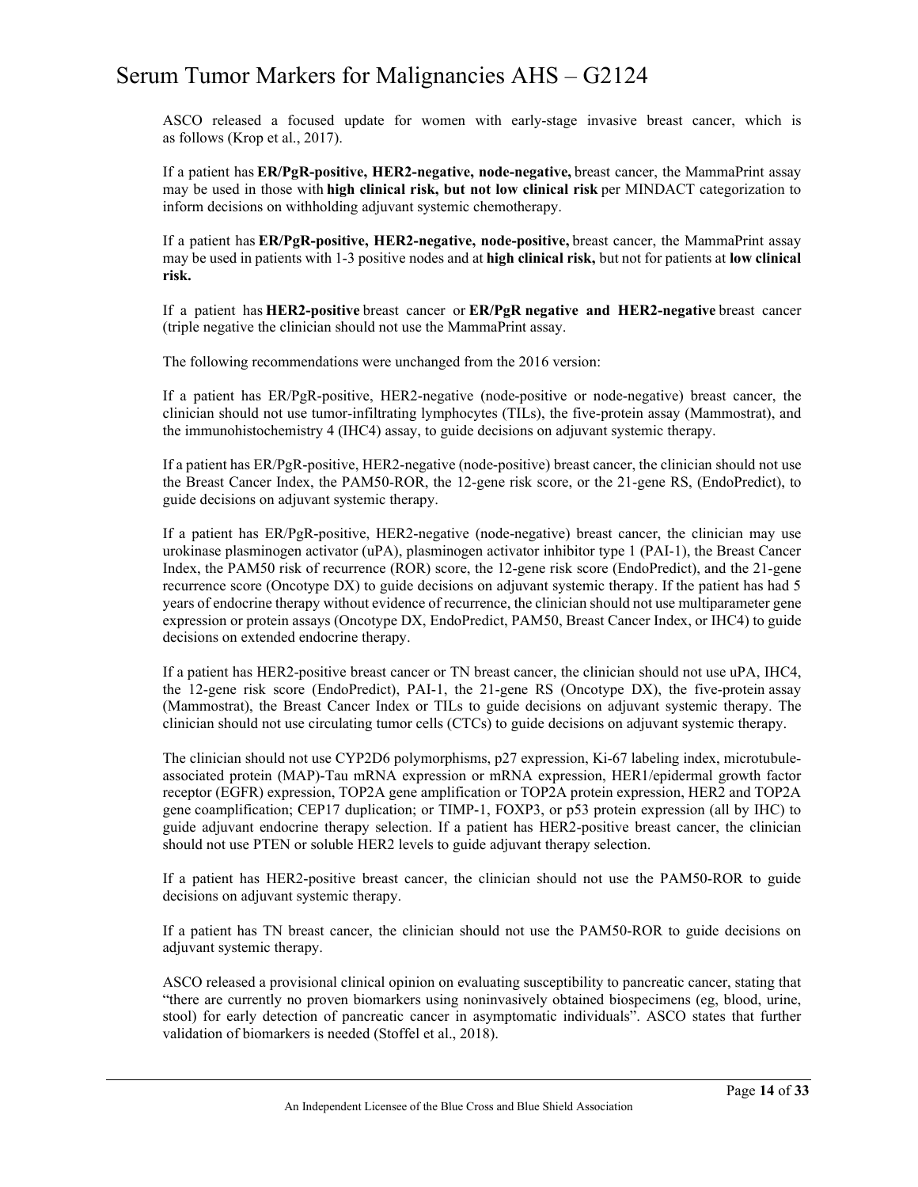ASCO released a focused update for women with early-stage invasive breast cancer, which is as follows (Krop et al., 2017).

If a patient has **ER/PgR-positive, HER2-negative, node-negative,** breast cancer, the MammaPrint assay may be used in those with **high clinical risk, but not low clinical risk** per MINDACT categorization to inform decisions on withholding adjuvant systemic chemotherapy.

If a patient has **ER/PgR-positive, HER2-negative, node-positive,** breast cancer, the MammaPrint assay may be used in patients with 1-3 positive nodes and at **high clinical risk,** but not for patients at **low clinical risk.**

If a patient has **HER2-positive** breast cancer or **ER/PgR negative and HER2-negative** breast cancer (triple negative the clinician should not use the MammaPrint assay.

The following recommendations were unchanged from the 2016 version:

If a patient has ER/PgR-positive, HER2-negative (node-positive or node-negative) breast cancer, the clinician should not use tumor-infiltrating lymphocytes (TILs), the five-protein assay (Mammostrat), and the immunohistochemistry 4 (IHC4) assay, to guide decisions on adjuvant systemic therapy.

If a patient has ER/PgR-positive, HER2-negative (node-positive) breast cancer, the clinician should not use the Breast Cancer Index, the PAM50-ROR, the 12-gene risk score, or the 21-gene RS, (EndoPredict), to guide decisions on adjuvant systemic therapy.

If a patient has ER/PgR-positive, HER2-negative (node-negative) breast cancer, the clinician may use urokinase plasminogen activator (uPA), plasminogen activator inhibitor type 1 (PAI-1), the Breast Cancer Index, the PAM50 risk of recurrence (ROR) score, the 12-gene risk score (EndoPredict), and the 21-gene recurrence score (Oncotype DX) to guide decisions on adjuvant systemic therapy. If the patient has had 5 years of endocrine therapy without evidence of recurrence, the clinician should not use multiparameter gene expression or protein assays (Oncotype DX, EndoPredict, PAM50, Breast Cancer Index, or IHC4) to guide decisions on extended endocrine therapy.

If a patient has HER2-positive breast cancer or TN breast cancer, the clinician should not use uPA, IHC4, the 12-gene risk score (EndoPredict), PAI-1, the 21-gene RS (Oncotype DX), the five-protein assay (Mammostrat), the Breast Cancer Index or TILs to guide decisions on adjuvant systemic therapy. The clinician should not use circulating tumor cells (CTCs) to guide decisions on adjuvant systemic therapy.

The clinician should not use CYP2D6 polymorphisms, p27 expression, Ki-67 labeling index, microtubule-associated protein (MAP)-Tau mRNA expression or mRNA expression, HER1/epidermal growth factor receptor (EGFR) expression, TOP2A gene amplification or TOP2A protein expression, HER2 and TOP2A gene coamplification; CEP17 duplication; or TIMP-1, FOXP3, or p53 protein expression (all by IHC) to guide adjuvant endocrine therapy selection. If a patient has HER2-positive breast cancer, the clinician should not use PTEN or soluble HER2 levels to guide adjuvant therapy selection.

If a patient has HER2-positive breast cancer, the clinician should not use the PAM50-ROR to guide decisions on adjuvant systemic therapy.

If a patient has TN breast cancer, the clinician should not use the PAM50-ROR to guide decisions on adjuvant systemic therapy.

ASCO released a provisional clinical opinion on evaluating susceptibility to pancreatic cancer, stating that "there are currently no proven biomarkers using noninvasively obtained biospecimens (eg, blood, urine, stool) for early detection of pancreatic cancer in asymptomatic individuals". ASCO states that further validation of biomarkers is needed (Stoffel et al., 2018).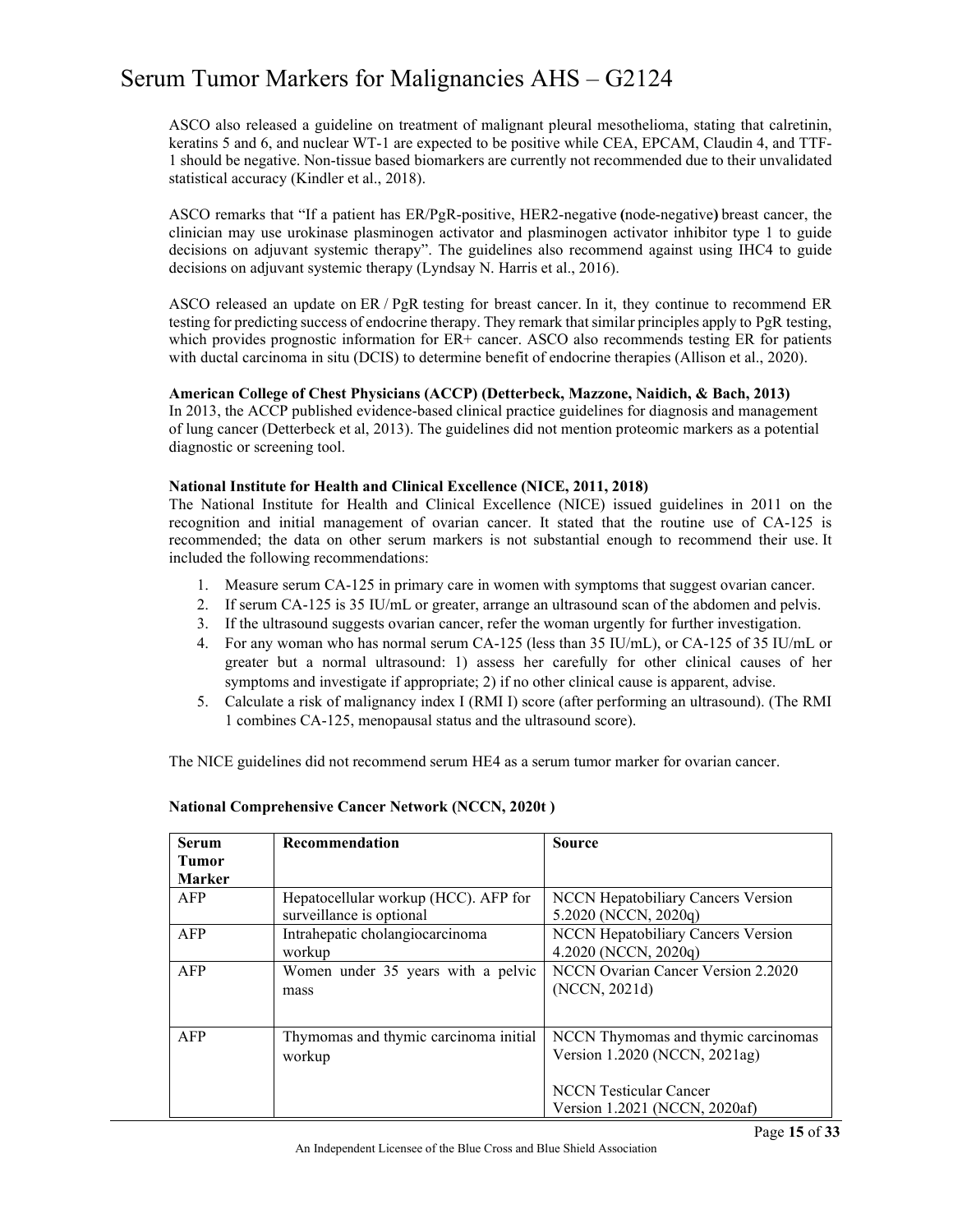ASCO also released a guideline on treatment of malignant pleural mesothelioma, stating that calretinin, keratins 5 and 6, and nuclear WT-1 are expected to be positive while CEA, EPCAM, Claudin 4, and TTF-1 should be negative. Non-tissue based biomarkers are currently not recommended due to their unvalidated statistical accuracy (Kindler et al., 2018).

ASCO remarks that "If a patient has ER/PgR-positive, HER2-negative **(**node-negative**)** breast cancer, the clinician may use urokinase plasminogen activator and plasminogen activator inhibitor type 1 to guide decisions on adjuvant systemic therapy". The guidelines also recommend against using IHC4 to guide decisions on adjuvant systemic therapy (Lyndsay N. Harris et al., 2016).

ASCO released an update on ER / PgR testing for breast cancer. In it, they continue to recommend ER testing for predicting success of endocrine therapy. They remark that similar principles apply to PgR testing, which provides prognostic information for ER+ cancer. ASCO also recommends testing ER for patients with ductal carcinoma in situ (DCIS) to determine benefit of endocrine therapies (Allison et al., 2020).

**American College of Chest Physicians (ACCP) (Detterbeck, Mazzone, Naidich, & Bach, 2013)**

In 2013, the ACCP published evidence-based clinical practice guidelines for diagnosis and management of lung cancer (Detterbeck et al, 2013). The guidelines did not mention proteomic markers as a potential diagnostic or screening tool.

**National Institute for Health and Clinical Excellence (NICE, 2011, 2018)**

The National Institute for Health and Clinical Excellence (NICE) issued guidelines in 2011 on the recognition and initial management of ovarian cancer. It stated that the routine use of CA-125 is recommended; the data on other serum markers is not substantial enough to recommend their use. It included the following recommendations:

1. Measure serum CA-125 in primary care in women with symptoms that suggest ovarian cancer.
2. If serum CA-125 is 35 IU/mL or greater, arrange an ultrasound scan of the abdomen and pelvis.
3. If the ultrasound suggests ovarian cancer, refer the woman urgently for further investigation.
4. For any woman who has normal serum CA-125 (less than 35 IU/mL), or CA-125 of 35 IU/mL or greater but a normal ultrasound: 1) assess her carefully for other clinical causes of her symptoms and investigate if appropriate; 2) if no other clinical cause is apparent, advise.
5. Calculate a risk of malignancy index I (RMI I) score (after performing an ultrasound). (The RMI 1 combines CA-125, menopausal status and the ultrasound score).

The NICE guidelines did not recommend serum HE4 as a serum tumor marker for ovarian cancer.

**National Comprehensive Cancer Network (NCCN, 2020t )**

| Serum Tumor Marker | Recommendation | Source |
|---|---|---|
| AFP | Hepatocellular workup (HCC). AFP for surveillance is optional | NCCN Hepatobiliary Cancers Version 5.2020 (NCCN, 2020q) |
| AFP | Intrahepatic cholangiocarcinoma workup | NCCN Hepatobiliary Cancers Version 4.2020 (NCCN, 2020q) |
| AFP | Women under 35 years with a pelvic mass | NCCN Ovarian Cancer Version 2.2020 (NCCN, 2021d) |
| AFP | Thymomas and thymic carcinoma initial workup | NCCN Thymomas and thymic carcinomas Version 1.2020 (NCCN, 2021ag)<br><br>NCCN Testicular Cancer Version 1.2021 (NCCN, 2020af) |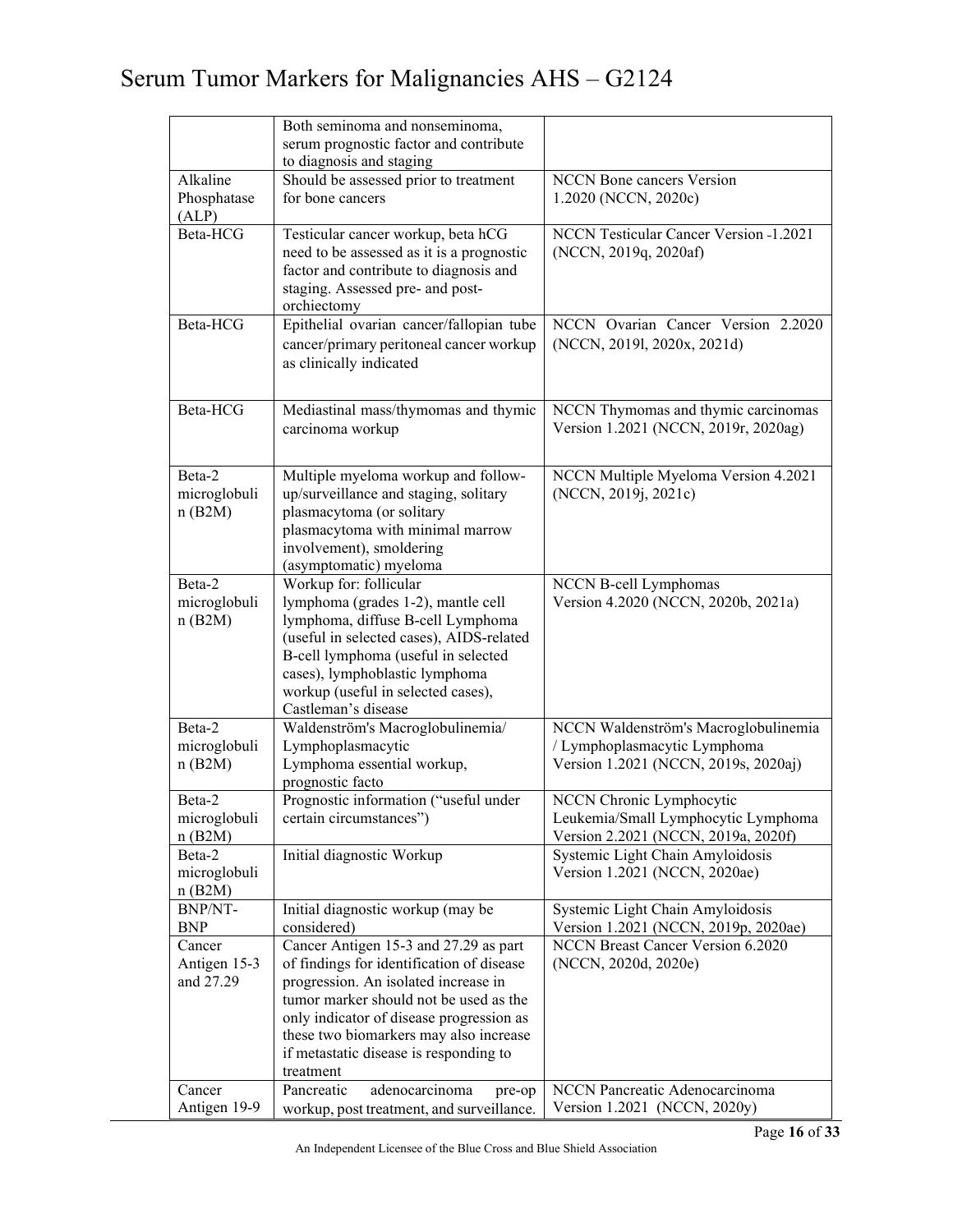| | | |
|---|---|---|
| | Both seminoma and nonseminoma, serum prognostic factor and contribute to diagnosis and staging | |
| Alkaline Phosphatase (ALP) | Should be assessed prior to treatment for bone cancers | NCCN Bone cancers Version 1.2020 (NCCN, 2020c) |
| Beta-HCG | Testicular cancer workup, beta hCG need to be assessed as it is a prognostic factor and contribute to diagnosis and staging. Assessed pre- and post-orchiectomy | NCCN Testicular Cancer Version -1.2021 (NCCN, 2019q, 2020af) |
| Beta-HCG | Epithelial ovarian cancer/fallopian tube cancer/primary peritoneal cancer workup as clinically indicated | NCCN Ovarian Cancer Version 2.2020 (NCCN, 2019l, 2020x, 2021d) |
| Beta-HCG | Mediastinal mass/thymomas and thymic carcinoma workup | NCCN Thymomas and thymic carcinomas Version 1.2021 (NCCN, 2019r, 2020ag) |
| Beta-2 microglobulin (B2M) | Multiple myeloma workup and follow-up/surveillance and staging, solitary plasmacytoma (or solitary plasmacytoma with minimal marrow involvement), smoldering (asymptomatic) myeloma | NCCN Multiple Myeloma Version 4.2021 (NCCN, 2019j, 2021c) |
| Beta-2 microglobulin (B2M) | Workup for: follicular lymphoma (grades 1-2), mantle cell lymphoma, diffuse B-cell Lymphoma (useful in selected cases), AIDS-related B-cell lymphoma (useful in selected cases), lymphoblastic lymphoma workup (useful in selected cases), Castleman's disease | NCCN B-cell Lymphomas Version 4.2020 (NCCN, 2020b, 2021a) |
| Beta-2 microglobulin (B2M) | Waldenström's Macroglobulinemia/ Lymphoplasmacytic Lymphoma essential workup, prognostic facto | NCCN Waldenström's Macroglobulinemia / Lymphoplasmacytic Lymphoma Version 1.2021 (NCCN, 2019s, 2020aj) |
| Beta-2 microglobulin (B2M) | Prognostic information ("useful under certain circumstances") | NCCN Chronic Lymphocytic Leukemia/Small Lymphocytic Lymphoma Version 2.2021 (NCCN, 2019a, 2020f) |
| Beta-2 microglobulin (B2M) | Initial diagnostic Workup | Systemic Light Chain Amyloidosis Version 1.2021 (NCCN, 2020ae) |
| BNP/NT-BNP | Initial diagnostic workup (may be considered) | Systemic Light Chain Amyloidosis Version 1.2021 (NCCN, 2019p, 2020ae) |
| Cancer Antigen 15-3 and 27.29 | Cancer Antigen 15-3 and 27.29 as part of findings for identification of disease progression. An isolated increase in tumor marker should not be used as the only indicator of disease progression as these two biomarkers may also increase if metastatic disease is responding to treatment | NCCN Breast Cancer Version 6.2020 (NCCN, 2020d, 2020e) |
| Cancer Antigen 19-9 | Pancreatic adenocarcinoma pre-op workup, post treatment, and surveillance. | NCCN Pancreatic Adenocarcinoma Version 1.2021 (NCCN, 2020y) |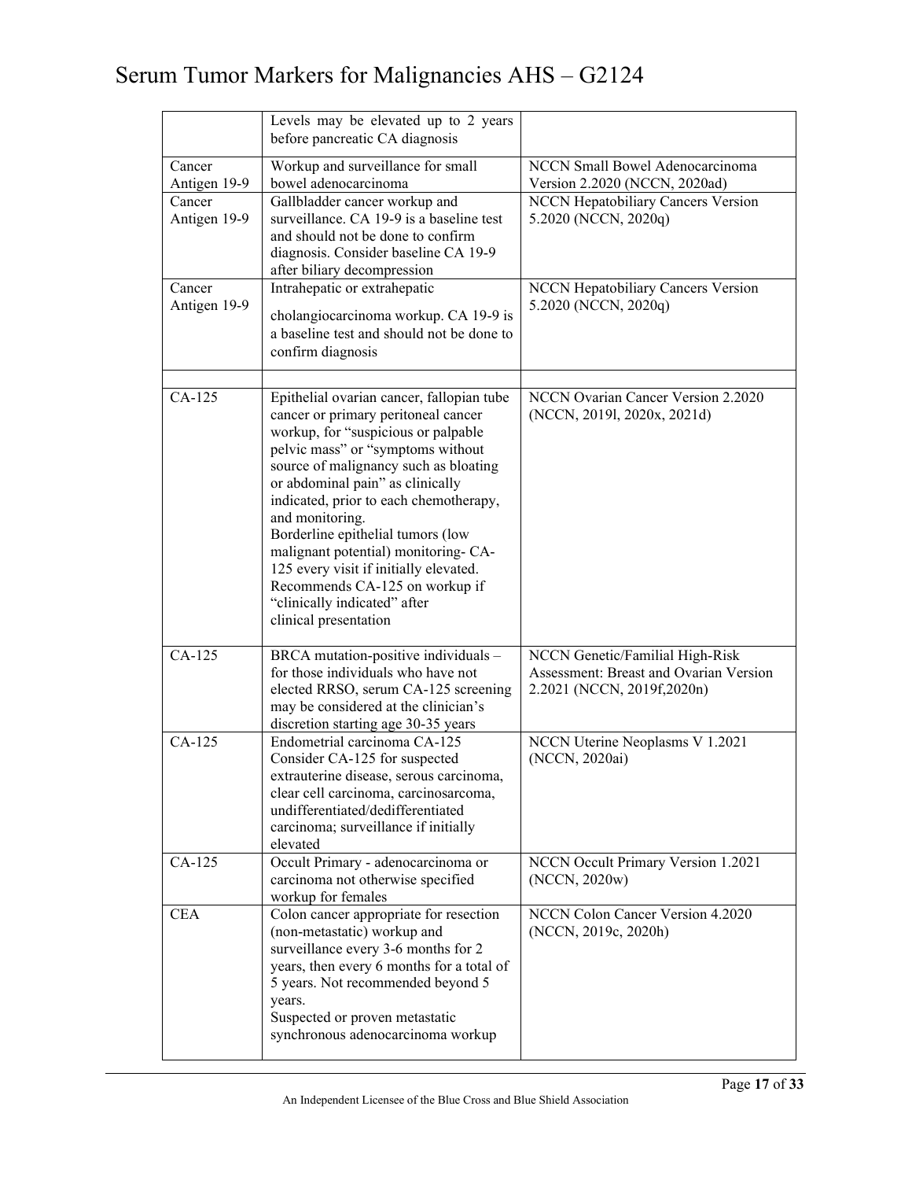| | | |
|---|---|---|
| | Levels may be elevated up to 2 years before pancreatic CA diagnosis | |
| Cancer Antigen 19-9 | Workup and surveillance for small bowel adenocarcinoma | NCCN Small Bowel Adenocarcinoma Version 2.2020 (NCCN, 2020ad) |
| Cancer Antigen 19-9 | Gallbladder cancer workup and surveillance. CA 19-9 is a baseline test and should not be done to confirm diagnosis. Consider baseline CA 19-9 after biliary decompression | NCCN Hepatobiliary Cancers Version 5.2020 (NCCN, 2020q) |
| Cancer Antigen 19-9 | Intrahepatic or extrahepatic cholangiocarcinoma workup. CA 19-9 is a baseline test and should not be done to confirm diagnosis | NCCN Hepatobiliary Cancers Version 5.2020 (NCCN, 2020q) |
| | | |
| CA-125 | Epithelial ovarian cancer, fallopian tube cancer or primary peritoneal cancer workup, for "suspicious or palpable pelvic mass" or "symptoms without source of malignancy such as bloating or abdominal pain" as clinically indicated, prior to each chemotherapy, and monitoring.<br>Borderline epithelial tumors (low malignant potential) monitoring- CA-125 every visit if initially elevated.<br>Recommends CA-125 on workup if "clinically indicated" after clinical presentation | NCCN Ovarian Cancer Version 2.2020 (NCCN, 2019l, 2020x, 2021d) |
| CA-125 | BRCA mutation-positive individuals – for those individuals who have not elected RRSO, serum CA-125 screening may be considered at the clinician's discretion starting age 30-35 years | NCCN Genetic/Familial High-Risk Assessment: Breast and Ovarian Version 2.2021 (NCCN, 2019f,2020n) |
| CA-125 | Endometrial carcinoma CA-125<br>Consider CA-125 for suspected extrauterine disease, serous carcinoma, clear cell carcinoma, carcinosarcoma, undifferentiated/dedifferentiated carcinoma; surveillance if initially elevated | NCCN Uterine Neoplasms V 1.2021 (NCCN, 2020ai) |
| CA-125 | Occult Primary - adenocarcinoma or carcinoma not otherwise specified workup for females | NCCN Occult Primary Version 1.2021 (NCCN, 2020w) |
| CEA | Colon cancer appropriate for resection (non-metastatic) workup and surveillance every 3-6 months for 2 years, then every 6 months for a total of 5 years. Not recommended beyond 5 years.<br>Suspected or proven metastatic synchronous adenocarcinoma workup | NCCN Colon Cancer Version 4.2020 (NCCN, 2019c, 2020h) |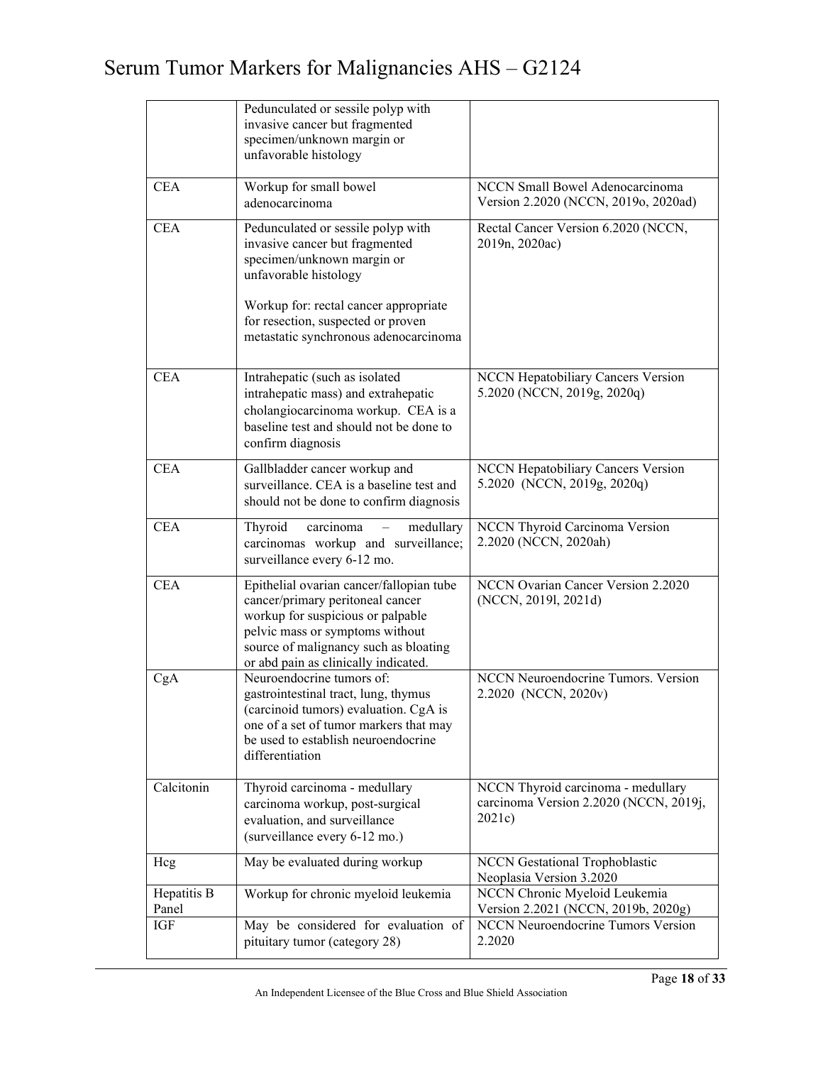| | | |
|---|---|---|
| | Pedunculated or sessile polyp with invasive cancer but fragmented specimen/unknown margin or unfavorable histology | |
| CEA | Workup for small bowel adenocarcinoma | NCCN Small Bowel Adenocarcinoma Version 2.2020 (NCCN, 2019o, 2020ad) |
| CEA | Pedunculated or sessile polyp with invasive cancer but fragmented specimen/unknown margin or unfavorable histology<br><br>Workup for: rectal cancer appropriate for resection, suspected or proven metastatic synchronous adenocarcinoma | Rectal Cancer Version 6.2020 (NCCN, 2019n, 2020ac) |
| CEA | Intrahepatic (such as isolated intrahepatic mass) and extrahepatic cholangiocarcinoma workup. CEA is a baseline test and should not be done to confirm diagnosis | NCCN Hepatobiliary Cancers Version 5.2020 (NCCN, 2019g, 2020q) |
| CEA | Gallbladder cancer workup and surveillance. CEA is a baseline test and should not be done to confirm diagnosis | NCCN Hepatobiliary Cancers Version 5.2020 (NCCN, 2019g, 2020q) |
| CEA | Thyroid carcinoma – medullary carcinomas workup and surveillance; surveillance every 6-12 mo. | NCCN Thyroid Carcinoma Version 2.2020 (NCCN, 2020ah) |
| CEA | Epithelial ovarian cancer/fallopian tube cancer/primary peritoneal cancer workup for suspicious or palpable pelvic mass or symptoms without source of malignancy such as bloating or abd pain as clinically indicated. | NCCN Ovarian Cancer Version 2.2020 (NCCN, 2019l, 2021d) |
| CgA | Neuroendocrine tumors of: gastrointestinal tract, lung, thymus (carcinoid tumors) evaluation. CgA is one of a set of tumor markers that may be used to establish neuroendocrine differentiation | NCCN Neuroendocrine Tumors. Version 2.2020 (NCCN, 2020v) |
| Calcitonin | Thyroid carcinoma - medullary carcinoma workup, post-surgical evaluation, and surveillance (surveillance every 6-12 mo.) | NCCN Thyroid carcinoma - medullary carcinoma Version 2.2020 (NCCN, 2019j, 2021c) |
| Hcg | May be evaluated during workup | NCCN Gestational Trophoblastic Neoplasia Version 3.2020 |
| Hepatitis B Panel | Workup for chronic myeloid leukemia | NCCN Chronic Myeloid Leukemia Version 2.2021 (NCCN, 2019b, 2020g) |
| IGF | May be considered for evaluation of pituitary tumor (category 28) | NCCN Neuroendocrine Tumors Version 2.2020 |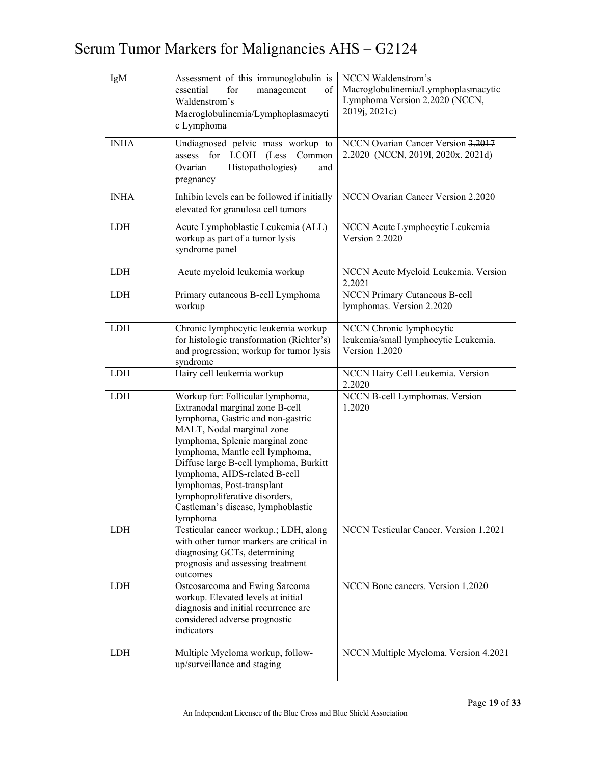| | | |
|---|---|---|
| IgM | Assessment of this immunoglobulin is essential for management of Waldenstrom's Macroglobulinemia/Lymphoplasmacytic Lymphoma | NCCN Waldenstrom's Macroglobulinemia/Lymphoplasmacytic Lymphoma Version 2.2020 (NCCN, 2019j, 2021c) |
| INHA | Undiagnosed pelvic mass workup to assess for LCOH (Less Common Ovarian Histopathologies) and pregnancy | NCCN Ovarian Cancer Version ~~3.2017~~ 2.2020 (NCCN, 2019l, 2020x. 2021d) |
| INHA | Inhibin levels can be followed if initially elevated for granulosa cell tumors | NCCN Ovarian Cancer Version 2.2020 |
| LDH | Acute Lymphoblastic Leukemia (ALL) workup as part of a tumor lysis syndrome panel | NCCN Acute Lymphocytic Leukemia Version 2.2020 |
| LDH | Acute myeloid leukemia workup | NCCN Acute Myeloid Leukemia. Version 2.2021 |
| LDH | Primary cutaneous B-cell Lymphoma workup | NCCN Primary Cutaneous B-cell lymphomas. Version 2.2020 |
| LDH | Chronic lymphocytic leukemia workup for histologic transformation (Richter's) and progression; workup for tumor lysis syndrome | NCCN Chronic lymphocytic leukemia/small lymphocytic Leukemia. Version 1.2020 |
| LDH | Hairy cell leukemia workup | NCCN Hairy Cell Leukemia. Version 2.2020 |
| LDH | Workup for: Follicular lymphoma, Extranodal marginal zone B-cell lymphoma, Gastric and non-gastric MALT, Nodal marginal zone lymphoma, Splenic marginal zone lymphoma, Mantle cell lymphoma, Diffuse large B-cell lymphoma, Burkitt lymphoma, AIDS-related B-cell lymphomas, Post-transplant lymphoproliferative disorders, Castleman's disease, lymphoblastic lymphoma | NCCN B-cell Lymphomas. Version 1.2020 |
| LDH | Testicular cancer workup.; LDH, along with other tumor markers are critical in diagnosing GCTs, determining prognosis and assessing treatment outcomes | NCCN Testicular Cancer. Version 1.2021 |
| LDH | Osteosarcoma and Ewing Sarcoma workup. Elevated levels at initial diagnosis and initial recurrence are considered adverse prognostic indicators | NCCN Bone cancers. Version 1.2020 |
| LDH | Multiple Myeloma workup, follow-up/surveillance and staging | NCCN Multiple Myeloma. Version 4.2021 |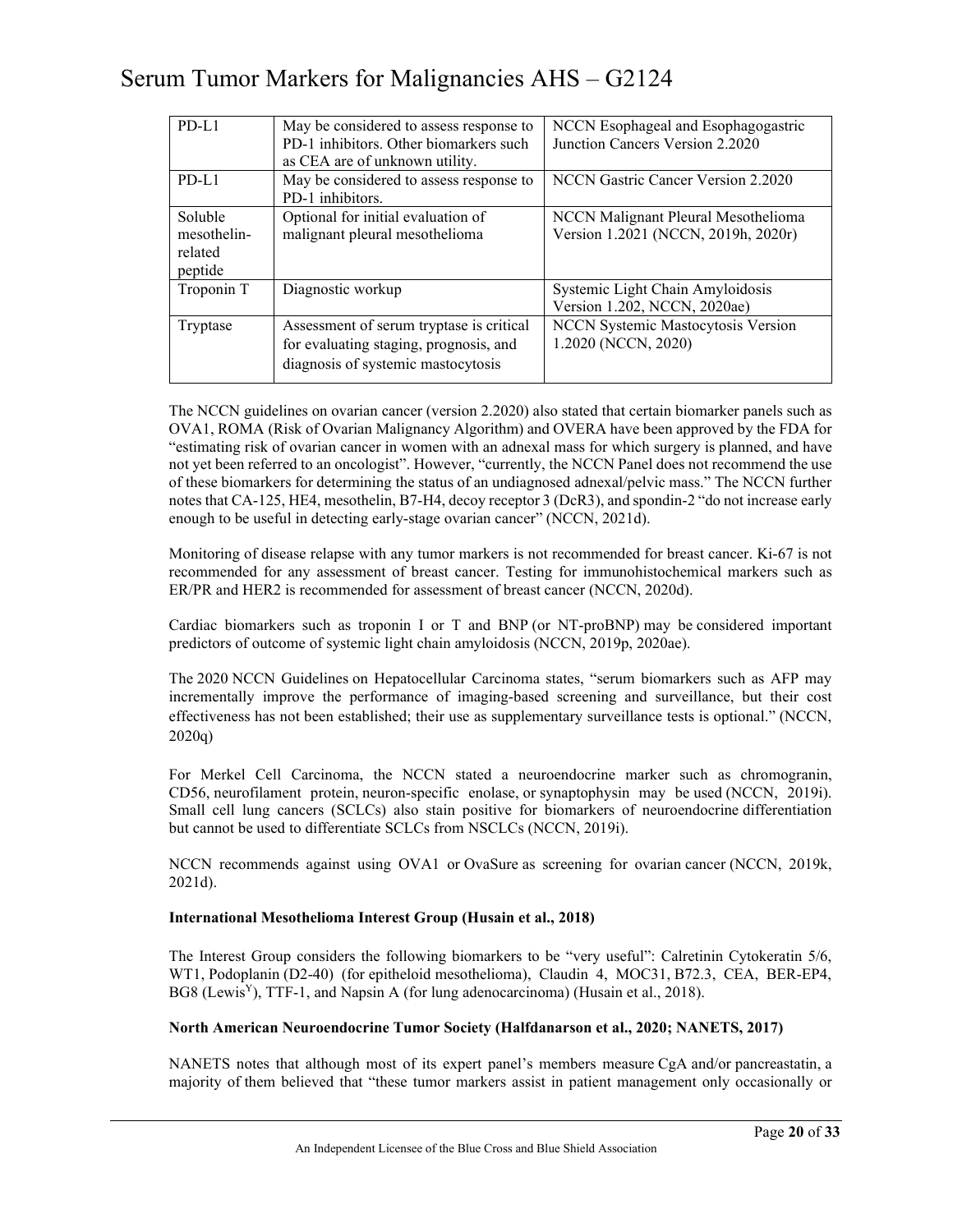| | | |
|---|---|---|
| PD-L1 | May be considered to assess response to PD-1 inhibitors. Other biomarkers such as CEA are of unknown utility. | NCCN Esophageal and Esophagogastric Junction Cancers Version 2.2020 |
| PD-L1 | May be considered to assess response to PD-1 inhibitors. | NCCN Gastric Cancer Version 2.2020 |
| Soluble mesothelin-related peptide | Optional for initial evaluation of malignant pleural mesothelioma | NCCN Malignant Pleural Mesothelioma Version 1.2021 (NCCN, 2019h, 2020r) |
| Troponin T | Diagnostic workup | Systemic Light Chain Amyloidosis Version 1.202, NCCN, 2020ae) |
| Tryptase | Assessment of serum tryptase is critical for evaluating staging, prognosis, and diagnosis of systemic mastocytosis | NCCN Systemic Mastocytosis Version 1.2020 (NCCN, 2020) |

The NCCN guidelines on ovarian cancer (version 2.2020) also stated that certain biomarker panels such as OVA1, ROMA (Risk of Ovarian Malignancy Algorithm) and OVERA have been approved by the FDA for "estimating risk of ovarian cancer in women with an adnexal mass for which surgery is planned, and have not yet been referred to an oncologist". However, "currently, the NCCN Panel does not recommend the use of these biomarkers for determining the status of an undiagnosed adnexal/pelvic mass." The NCCN further notes that CA-125, HE4, mesothelin, B7-H4, decoy receptor 3 (DcR3), and spondin-2 "do not increase early enough to be useful in detecting early-stage ovarian cancer" (NCCN, 2021d).

Monitoring of disease relapse with any tumor markers is not recommended for breast cancer. Ki-67 is not recommended for any assessment of breast cancer. Testing for immunohistochemical markers such as ER/PR and HER2 is recommended for assessment of breast cancer (NCCN, 2020d).

Cardiac biomarkers such as troponin I or T and BNP (or NT-proBNP) may be considered important predictors of outcome of systemic light chain amyloidosis (NCCN, 2019p, 2020ae).

The 2020 NCCN Guidelines on Hepatocellular Carcinoma states, "serum biomarkers such as AFP may incrementally improve the performance of imaging-based screening and surveillance, but their cost effectiveness has not been established; their use as supplementary surveillance tests is optional." (NCCN, 2020q)

For Merkel Cell Carcinoma, the NCCN stated a neuroendocrine marker such as chromogranin, CD56, neurofilament protein, neuron-specific enolase, or synaptophysin may be used (NCCN, 2019i). Small cell lung cancers (SCLCs) also stain positive for biomarkers of neuroendocrine differentiation but cannot be used to differentiate SCLCs from NSCLCs (NCCN, 2019i).

NCCN recommends against using OVA1 or OvaSure as screening for ovarian cancer (NCCN, 2019k, 2021d).

**International Mesothelioma Interest Group (Husain et al., 2018)**

The Interest Group considers the following biomarkers to be "very useful": Calretinin Cytokeratin 5/6, WT1, Podoplanin (D2-40) (for epitheloid mesothelioma), Claudin 4, MOC31, B72.3, CEA, BER-EP4, BG8 (Lewis$^{Y}$), TTF-1, and Napsin A (for lung adenocarcinoma) (Husain et al., 2018).

**North American Neuroendocrine Tumor Society (Halfdanarson et al., 2020; NANETS, 2017)**

NANETS notes that although most of its expert panel's members measure CgA and/or pancreastatin, a majority of them believed that "these tumor markers assist in patient management only occasionally or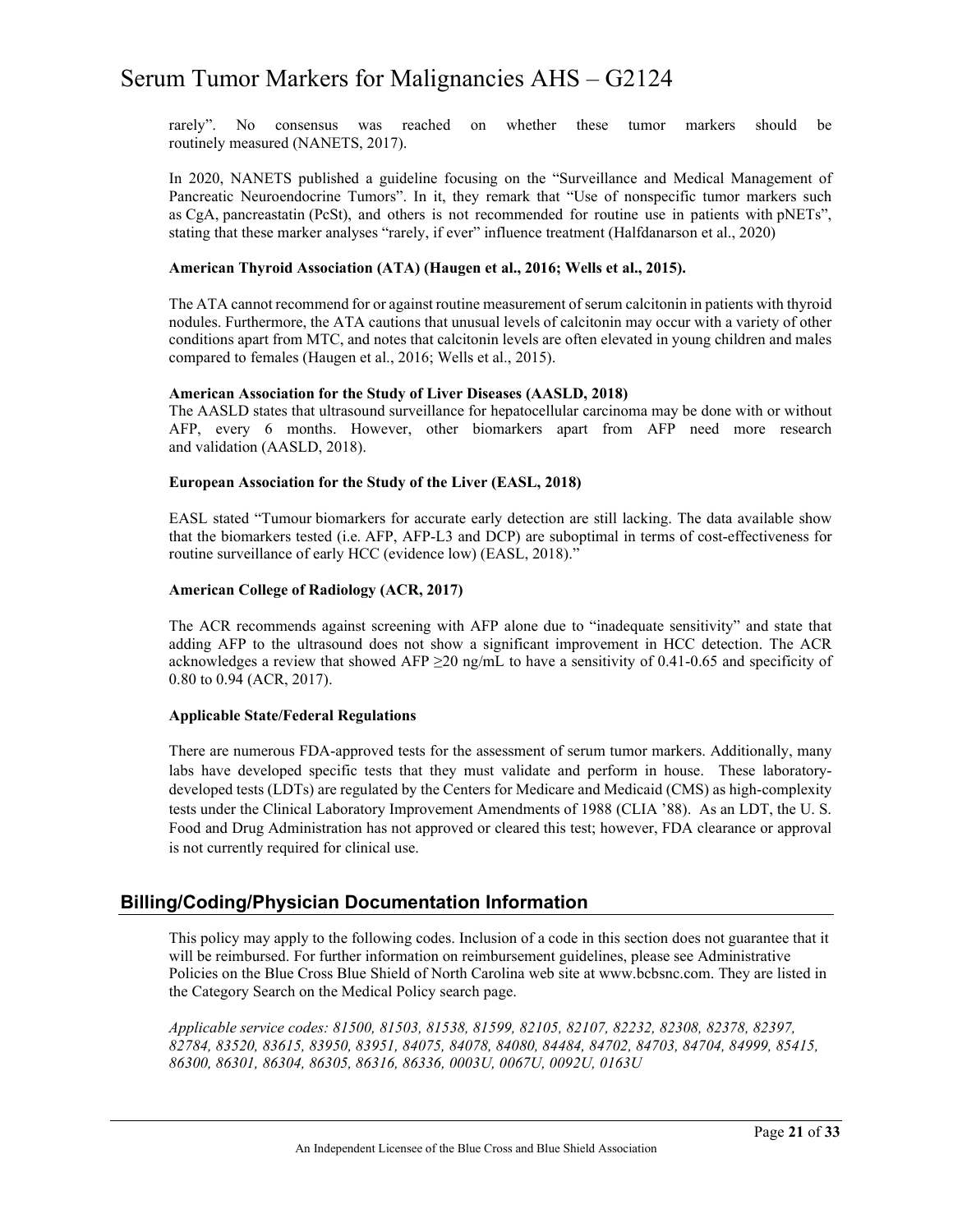rarely". No consensus was reached on whether these tumor markers should be routinely measured (NANETS, 2017).

In 2020, NANETS published a guideline focusing on the "Surveillance and Medical Management of Pancreatic Neuroendocrine Tumors". In it, they remark that "Use of nonspecific tumor markers such as CgA, pancreastatin (PcSt), and others is not recommended for routine use in patients with pNETs", stating that these marker analyses "rarely, if ever" influence treatment (Halfdanarson et al., 2020)

**American Thyroid Association (ATA) (Haugen et al., 2016; Wells et al., 2015).**

The ATA cannot recommend for or against routine measurement of serum calcitonin in patients with thyroid nodules. Furthermore, the ATA cautions that unusual levels of calcitonin may occur with a variety of other conditions apart from MTC, and notes that calcitonin levels are often elevated in young children and males compared to females (Haugen et al., 2016; Wells et al., 2015).

**American Association for the Study of Liver Diseases (AASLD, 2018)**

The AASLD states that ultrasound surveillance for hepatocellular carcinoma may be done with or without AFP, every 6 months. However, other biomarkers apart from AFP need more research and validation (AASLD, 2018).

**European Association for the Study of the Liver (EASL, 2018)**

EASL stated "Tumour biomarkers for accurate early detection are still lacking. The data available show that the biomarkers tested (i.e. AFP, AFP-L3 and DCP) are suboptimal in terms of cost-effectiveness for routine surveillance of early HCC (evidence low) (EASL, 2018)."

**American College of Radiology (ACR, 2017)**

The ACR recommends against screening with AFP alone due to "inadequate sensitivity" and state that adding AFP to the ultrasound does not show a significant improvement in HCC detection. The ACR acknowledges a review that showed AFP ≥20 ng/mL to have a sensitivity of 0.41-0.65 and specificity of 0.80 to 0.94 (ACR, 2017).

**Applicable State/Federal Regulations**

There are numerous FDA-approved tests for the assessment of serum tumor markers. Additionally, many labs have developed specific tests that they must validate and perform in house. These laboratory-developed tests (LDTs) are regulated by the Centers for Medicare and Medicaid (CMS) as high-complexity tests under the Clinical Laboratory Improvement Amendments of 1988 (CLIA '88). As an LDT, the U. S. Food and Drug Administration has not approved or cleared this test; however, FDA clearance or approval is not currently required for clinical use.

## Billing/Coding/Physician Documentation Information

This policy may apply to the following codes. Inclusion of a code in this section does not guarantee that it will be reimbursed. For further information on reimbursement guidelines, please see Administrative Policies on the Blue Cross Blue Shield of North Carolina web site at www.bcbsnc.com. They are listed in the Category Search on the Medical Policy search page.

*Applicable service codes: 81500, 81503, 81538, 81599, 82105, 82107, 82232, 82308, 82378, 82397, 82784, 83520, 83615, 83950, 83951, 84075, 84078, 84080, 84484, 84702, 84703, 84704, 84999, 85415, 86300, 86301, 86304, 86305, 86316, 86336, 0003U, 0067U, 0092U, 0163U*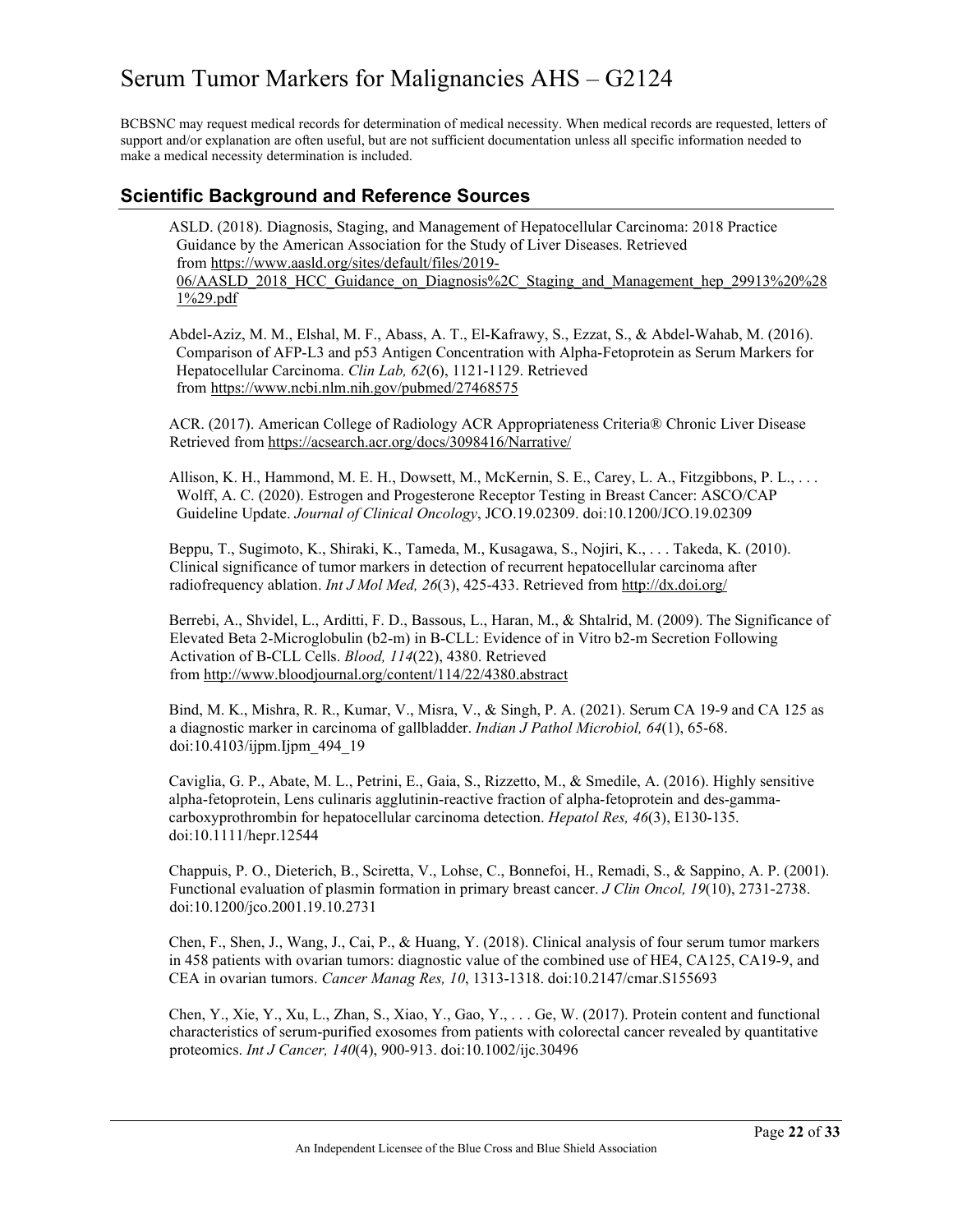BCBSNC may request medical records for determination of medical necessity. When medical records are requested, letters of support and/or explanation are often useful, but are not sufficient documentation unless all specific information needed to make a medical necessity determination is included.

## Scientific Background and Reference Sources

ASLD. (2018). Diagnosis, Staging, and Management of Hepatocellular Carcinoma: 2018 Practice Guidance by the American Association for the Study of Liver Diseases. Retrieved from https://www.aasld.org/sites/default/files/2019-06/AASLD_2018_HCC_Guidance_on_Diagnosis%2C_Staging_and_Management_hep_29913%20%281%29.pdf

Abdel-Aziz, M. M., Elshal, M. F., Abass, A. T., El-Kafrawy, S., Ezzat, S., & Abdel-Wahab, M. (2016). Comparison of AFP-L3 and p53 Antigen Concentration with Alpha-Fetoprotein as Serum Markers for Hepatocellular Carcinoma. *Clin Lab, 62*(6), 1121-1129. Retrieved from https://www.ncbi.nlm.nih.gov/pubmed/27468575

ACR. (2017). American College of Radiology ACR Appropriateness Criteria® Chronic Liver Disease Retrieved from https://acsearch.acr.org/docs/3098416/Narrative/

Allison, K. H., Hammond, M. E. H., Dowsett, M., McKernin, S. E., Carey, L. A., Fitzgibbons, P. L., . . . Wolff, A. C. (2020). Estrogen and Progesterone Receptor Testing in Breast Cancer: ASCO/CAP Guideline Update. *Journal of Clinical Oncology*, JCO.19.02309. doi:10.1200/JCO.19.02309

Beppu, T., Sugimoto, K., Shiraki, K., Tameda, M., Kusagawa, S., Nojiri, K., . . . Takeda, K. (2010). Clinical significance of tumor markers in detection of recurrent hepatocellular carcinoma after radiofrequency ablation. *Int J Mol Med, 26*(3), 425-433. Retrieved from http://dx.doi.org/

Berrebi, A., Shvidel, L., Arditti, F. D., Bassous, L., Haran, M., & Shtalrid, M. (2009). The Significance of Elevated Beta 2-Microglobulin (b2-m) in B-CLL: Evidence of in Vitro b2-m Secretion Following Activation of B-CLL Cells. *Blood, 114*(22), 4380. Retrieved from http://www.bloodjournal.org/content/114/22/4380.abstract

Bind, M. K., Mishra, R. R., Kumar, V., Misra, V., & Singh, P. A. (2021). Serum CA 19-9 and CA 125 as a diagnostic marker in carcinoma of gallbladder. *Indian J Pathol Microbiol, 64*(1), 65-68. doi:10.4103/ijpm.Ijpm_494_19

Caviglia, G. P., Abate, M. L., Petrini, E., Gaia, S., Rizzetto, M., & Smedile, A. (2016). Highly sensitive alpha-fetoprotein, Lens culinaris agglutinin-reactive fraction of alpha-fetoprotein and des-gamma-carboxyprothrombin for hepatocellular carcinoma detection. *Hepatol Res, 46*(3), E130-135. doi:10.1111/hepr.12544

Chappuis, P. O., Dieterich, B., Sciretta, V., Lohse, C., Bonnefoi, H., Remadi, S., & Sappino, A. P. (2001). Functional evaluation of plasmin formation in primary breast cancer. *J Clin Oncol, 19*(10), 2731-2738. doi:10.1200/jco.2001.19.10.2731

Chen, F., Shen, J., Wang, J., Cai, P., & Huang, Y. (2018). Clinical analysis of four serum tumor markers in 458 patients with ovarian tumors: diagnostic value of the combined use of HE4, CA125, CA19-9, and CEA in ovarian tumors. *Cancer Manag Res, 10*, 1313-1318. doi:10.2147/cmar.S155693

Chen, Y., Xie, Y., Xu, L., Zhan, S., Xiao, Y., Gao, Y., . . . Ge, W. (2017). Protein content and functional characteristics of serum-purified exosomes from patients with colorectal cancer revealed by quantitative proteomics. *Int J Cancer, 140*(4), 900-913. doi:10.1002/ijc.30496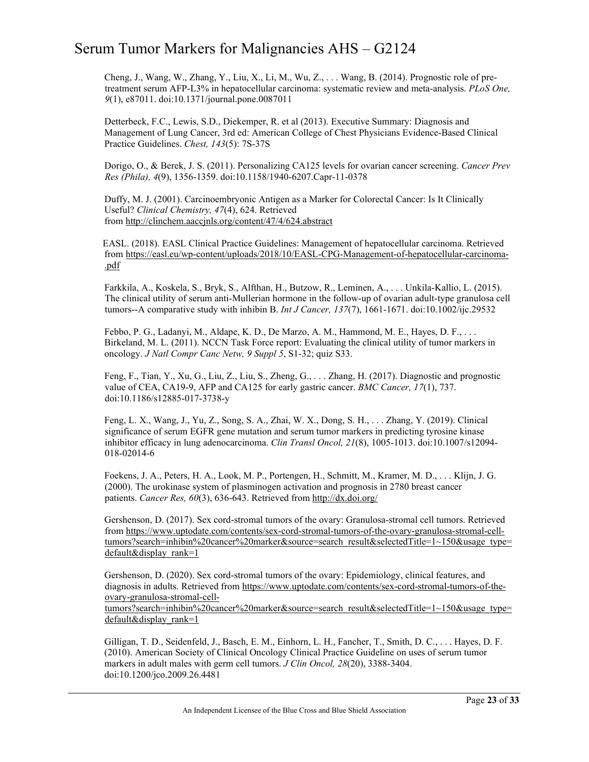Cheng, J., Wang, W., Zhang, Y., Liu, X., Li, M., Wu, Z., . . . Wang, B. (2014). Prognostic role of pre-treatment serum AFP-L3% in hepatocellular carcinoma: systematic review and meta-analysis. *PLoS One, 9*(1), e87011. doi:10.1371/journal.pone.0087011

Detterbeck, F.C., Lewis, S.D., Diekemper, R. et al (2013). Executive Summary: Diagnosis and Management of Lung Cancer, 3rd ed: American College of Chest Physicians Evidence-Based Clinical Practice Guidelines. *Chest, 143*(5): 7S-37S

Dorigo, O., & Berek, J. S. (2011). Personalizing CA125 levels for ovarian cancer screening. *Cancer Prev Res (Phila), 4*(9), 1356-1359. doi:10.1158/1940-6207.Capr-11-0378

Duffy, M. J. (2001). Carcinoembryonic Antigen as a Marker for Colorectal Cancer: Is It Clinically Useful? *Clinical Chemistry, 47*(4), 624. Retrieved from http://clinchem.aaccjnls.org/content/47/4/624.abstract

EASL. (2018). EASL Clinical Practice Guidelines: Management of hepatocellular carcinoma. Retrieved from https://easl.eu/wp-content/uploads/2018/10/EASL-CPG-Management-of-hepatocellular-carcinoma-.pdf

Farkkila, A., Koskela, S., Bryk, S., Alfthan, H., Butzow, R., Leminen, A., . . . Unkila-Kallio, L. (2015). The clinical utility of serum anti-Mullerian hormone in the follow-up of ovarian adult-type granulosa cell tumors--A comparative study with inhibin B. *Int J Cancer, 137*(7), 1661-1671. doi:10.1002/ijc.29532

Febbo, P. G., Ladanyi, M., Aldape, K. D., De Marzo, A. M., Hammond, M. E., Hayes, D. F., . . . Birkeland, M. L. (2011). NCCN Task Force report: Evaluating the clinical utility of tumor markers in oncology. *J Natl Compr Canc Netw, 9 Suppl 5*, S1-32; quiz S33.

Feng, F., Tian, Y., Xu, G., Liu, Z., Liu, S., Zheng, G., . . . Zhang, H. (2017). Diagnostic and prognostic value of CEA, CA19-9, AFP and CA125 for early gastric cancer. *BMC Cancer, 17*(1), 737. doi:10.1186/s12885-017-3738-y

Feng, L. X., Wang, J., Yu, Z., Song, S. A., Zhai, W. X., Dong, S. H., . . . Zhang, Y. (2019). Clinical significance of serum EGFR gene mutation and serum tumor markers in predicting tyrosine kinase inhibitor efficacy in lung adenocarcinoma. *Clin Transl Oncol, 21*(8), 1005-1013. doi:10.1007/s12094-018-02014-6

Foekens, J. A., Peters, H. A., Look, M. P., Portengen, H., Schmitt, M., Kramer, M. D., . . . Klijn, J. G. (2000). The urokinase system of plasminogen activation and prognosis in 2780 breast cancer patients. *Cancer Res, 60*(3), 636-643. Retrieved from http://dx.doi.org/

Gershenson, D. (2017). Sex cord-stromal tumors of the ovary: Granulosa-stromal cell tumors. Retrieved from https://www.uptodate.com/contents/sex-cord-stromal-tumors-of-the-ovary-granulosa-stromal-cell-tumors?search=inhibin%20cancer%20marker&source=search_result&selectedTitle=1~150&usage_type=default&display_rank=1

Gershenson, D. (2020). Sex cord-stromal tumors of the ovary: Epidemiology, clinical features, and diagnosis in adults. Retrieved from https://www.uptodate.com/contents/sex-cord-stromal-tumors-of-the-ovary-granulosa-stromal-cell-tumors?search=inhibin%20cancer%20marker&source=search_result&selectedTitle=1~150&usage_type=default&display_rank=1

Gilligan, T. D., Seidenfeld, J., Basch, E. M., Einhorn, L. H., Fancher, T., Smith, D. C., . . . Hayes, D. F. (2010). American Society of Clinical Oncology Clinical Practice Guideline on uses of serum tumor markers in adult males with germ cell tumors. *J Clin Oncol, 28*(20), 3388-3404. doi:10.1200/jco.2009.26.4481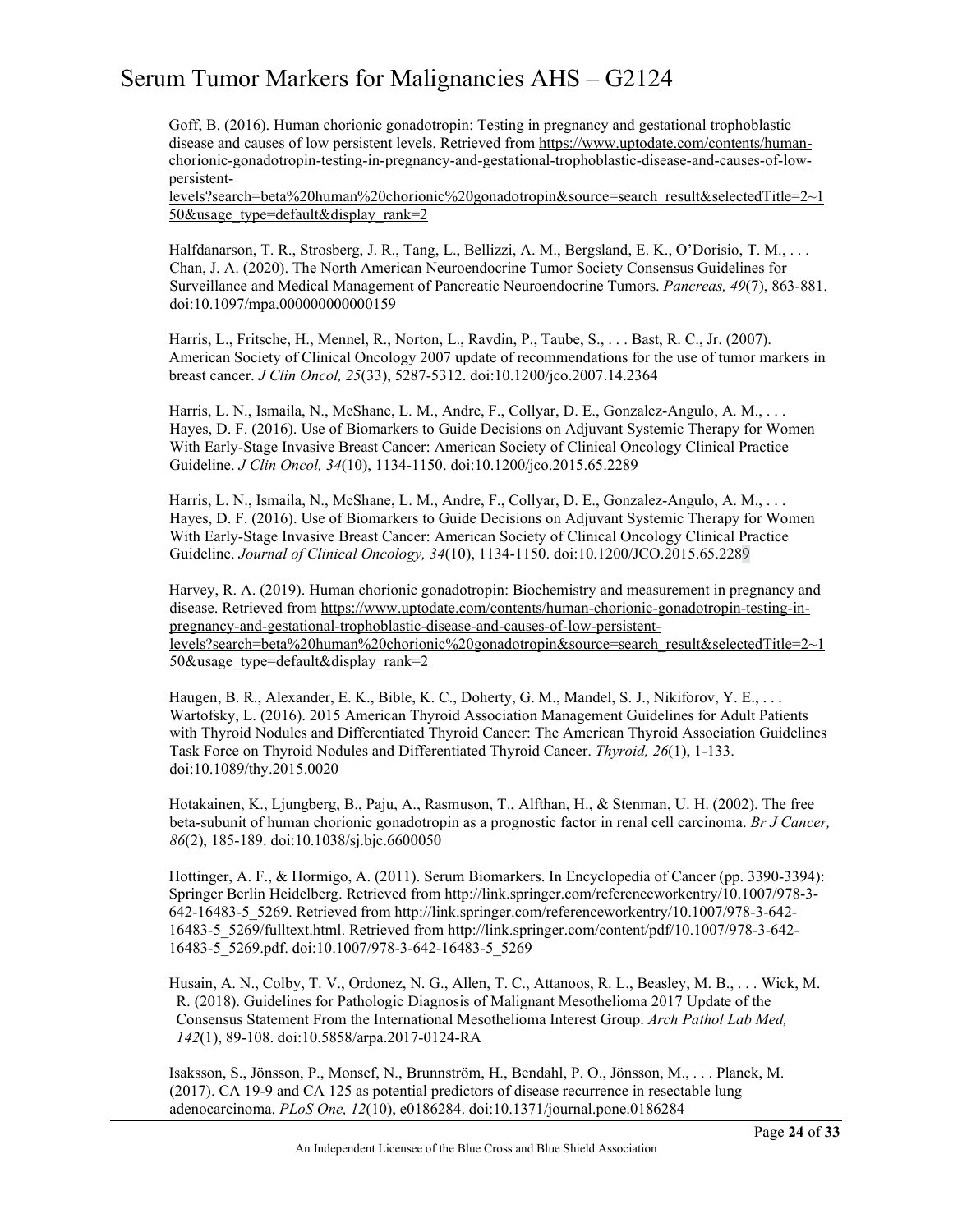Goff, B. (2016). Human chorionic gonadotropin: Testing in pregnancy and gestational trophoblastic disease and causes of low persistent levels. Retrieved from https://www.uptodate.com/contents/human-chorionic-gonadotropin-testing-in-pregnancy-and-gestational-trophoblastic-disease-and-causes-of-low-persistent-levels?search=beta%20human%20chorionic%20gonadotropin&source=search_result&selectedTitle=2~150&usage_type=default&display_rank=2

Halfdanarson, T. R., Strosberg, J. R., Tang, L., Bellizzi, A. M., Bergsland, E. K., O'Dorisio, T. M., . . . Chan, J. A. (2020). The North American Neuroendocrine Tumor Society Consensus Guidelines for Surveillance and Medical Management of Pancreatic Neuroendocrine Tumors. *Pancreas, 49*(7), 863-881. doi:10.1097/mpa.0000000000000159

Harris, L., Fritsche, H., Mennel, R., Norton, L., Ravdin, P., Taube, S., . . . Bast, R. C., Jr. (2007). American Society of Clinical Oncology 2007 update of recommendations for the use of tumor markers in breast cancer. *J Clin Oncol, 25*(33), 5287-5312. doi:10.1200/jco.2007.14.2364

Harris, L. N., Ismaila, N., McShane, L. M., Andre, F., Collyar, D. E., Gonzalez-Angulo, A. M., . . . Hayes, D. F. (2016). Use of Biomarkers to Guide Decisions on Adjuvant Systemic Therapy for Women With Early-Stage Invasive Breast Cancer: American Society of Clinical Oncology Clinical Practice Guideline. *J Clin Oncol, 34*(10), 1134-1150. doi:10.1200/jco.2015.65.2289

Harris, L. N., Ismaila, N., McShane, L. M., Andre, F., Collyar, D. E., Gonzalez-Angulo, A. M., . . . Hayes, D. F. (2016). Use of Biomarkers to Guide Decisions on Adjuvant Systemic Therapy for Women With Early-Stage Invasive Breast Cancer: American Society of Clinical Oncology Clinical Practice Guideline. *Journal of Clinical Oncology, 34*(10), 1134-1150. doi:10.1200/JCO.2015.65.2289

Harvey, R. A. (2019). Human chorionic gonadotropin: Biochemistry and measurement in pregnancy and disease. Retrieved from https://www.uptodate.com/contents/human-chorionic-gonadotropin-testing-in-pregnancy-and-gestational-trophoblastic-disease-and-causes-of-low-persistent-levels?search=beta%20human%20chorionic%20gonadotropin&source=search_result&selectedTitle=2~150&usage_type=default&display_rank=2

Haugen, B. R., Alexander, E. K., Bible, K. C., Doherty, G. M., Mandel, S. J., Nikiforov, Y. E., . . . Wartofsky, L. (2016). 2015 American Thyroid Association Management Guidelines for Adult Patients with Thyroid Nodules and Differentiated Thyroid Cancer: The American Thyroid Association Guidelines Task Force on Thyroid Nodules and Differentiated Thyroid Cancer. *Thyroid, 26*(1), 1-133. doi:10.1089/thy.2015.0020

Hotakainen, K., Ljungberg, B., Paju, A., Rasmuson, T., Alfthan, H., & Stenman, U. H. (2002). The free beta-subunit of human chorionic gonadotropin as a prognostic factor in renal cell carcinoma. *Br J Cancer, 86*(2), 185-189. doi:10.1038/sj.bjc.6600050

Hottinger, A. F., & Hormigo, A. (2011). Serum Biomarkers. In Encyclopedia of Cancer (pp. 3390-3394): Springer Berlin Heidelberg. Retrieved from http://link.springer.com/referenceworkentry/10.1007/978-3-642-16483-5_5269. Retrieved from http://link.springer.com/referenceworkentry/10.1007/978-3-642-16483-5_5269/fulltext.html. Retrieved from http://link.springer.com/content/pdf/10.1007/978-3-642-16483-5_5269.pdf. doi:10.1007/978-3-642-16483-5_5269

Husain, A. N., Colby, T. V., Ordonez, N. G., Allen, T. C., Attanoos, R. L., Beasley, M. B., . . . Wick, M. R. (2018). Guidelines for Pathologic Diagnosis of Malignant Mesothelioma 2017 Update of the Consensus Statement From the International Mesothelioma Interest Group. *Arch Pathol Lab Med, 142*(1), 89-108. doi:10.5858/arpa.2017-0124-RA

Isaksson, S., Jönsson, P., Monsef, N., Brunnström, H., Bendahl, P. O., Jönsson, M., . . . Planck, M. (2017). CA 19-9 and CA 125 as potential predictors of disease recurrence in resectable lung adenocarcinoma. *PLoS One, 12*(10), e0186284. doi:10.1371/journal.pone.0186284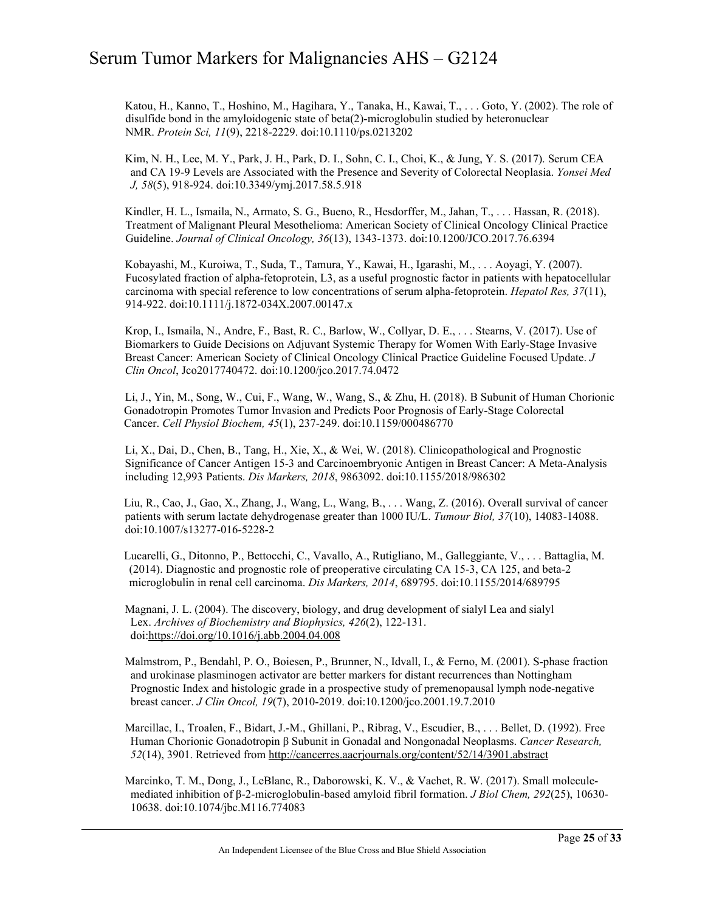Katou, H., Kanno, T., Hoshino, M., Hagihara, Y., Tanaka, H., Kawai, T., . . . Goto, Y. (2002). The role of disulfide bond in the amyloidogenic state of beta(2)-microglobulin studied by heteronuclear NMR. *Protein Sci, 11*(9), 2218-2229. doi:10.1110/ps.0213202

Kim, N. H., Lee, M. Y., Park, J. H., Park, D. I., Sohn, C. I., Choi, K., & Jung, Y. S. (2017). Serum CEA and CA 19-9 Levels are Associated with the Presence and Severity of Colorectal Neoplasia. *Yonsei Med J, 58*(5), 918-924. doi:10.3349/ymj.2017.58.5.918

Kindler, H. L., Ismaila, N., Armato, S. G., Bueno, R., Hesdorffer, M., Jahan, T., . . . Hassan, R. (2018). Treatment of Malignant Pleural Mesothelioma: American Society of Clinical Oncology Clinical Practice Guideline. *Journal of Clinical Oncology, 36*(13), 1343-1373. doi:10.1200/JCO.2017.76.6394

Kobayashi, M., Kuroiwa, T., Suda, T., Tamura, Y., Kawai, H., Igarashi, M., . . . Aoyagi, Y. (2007). Fucosylated fraction of alpha-fetoprotein, L3, as a useful prognostic factor in patients with hepatocellular carcinoma with special reference to low concentrations of serum alpha-fetoprotein. *Hepatol Res, 37*(11), 914-922. doi:10.1111/j.1872-034X.2007.00147.x

Krop, I., Ismaila, N., Andre, F., Bast, R. C., Barlow, W., Collyar, D. E., . . . Stearns, V. (2017). Use of Biomarkers to Guide Decisions on Adjuvant Systemic Therapy for Women With Early-Stage Invasive Breast Cancer: American Society of Clinical Oncology Clinical Practice Guideline Focused Update. *J Clin Oncol*, Jco2017740472. doi:10.1200/jco.2017.74.0472

Li, J., Yin, M., Song, W., Cui, F., Wang, W., Wang, S., & Zhu, H. (2018). B Subunit of Human Chorionic Gonadotropin Promotes Tumor Invasion and Predicts Poor Prognosis of Early-Stage Colorectal Cancer. *Cell Physiol Biochem, 45*(1), 237-249. doi:10.1159/000486770

Li, X., Dai, D., Chen, B., Tang, H., Xie, X., & Wei, W. (2018). Clinicopathological and Prognostic Significance of Cancer Antigen 15-3 and Carcinoembryonic Antigen in Breast Cancer: A Meta-Analysis including 12,993 Patients. *Dis Markers, 2018*, 9863092. doi:10.1155/2018/986302

Liu, R., Cao, J., Gao, X., Zhang, J., Wang, L., Wang, B., . . . Wang, Z. (2016). Overall survival of cancer patients with serum lactate dehydrogenase greater than 1000 IU/L. *Tumour Biol, 37*(10), 14083-14088. doi:10.1007/s13277-016-5228-2

Lucarelli, G., Ditonno, P., Bettocchi, C., Vavallo, A., Rutigliano, M., Galleggiante, V., . . . Battaglia, M. (2014). Diagnostic and prognostic role of preoperative circulating CA 15-3, CA 125, and beta-2 microglobulin in renal cell carcinoma. *Dis Markers, 2014*, 689795. doi:10.1155/2014/689795

Magnani, J. L. (2004). The discovery, biology, and drug development of sialyl Lea and sialyl Lex. *Archives of Biochemistry and Biophysics, 426*(2), 122-131. doi:https://doi.org/10.1016/j.abb.2004.04.008

Malmstrom, P., Bendahl, P. O., Boiesen, P., Brunner, N., Idvall, I., & Ferno, M. (2001). S-phase fraction and urokinase plasminogen activator are better markers for distant recurrences than Nottingham Prognostic Index and histologic grade in a prospective study of premenopausal lymph node-negative breast cancer. *J Clin Oncol, 19*(7), 2010-2019. doi:10.1200/jco.2001.19.7.2010

Marcillac, I., Troalen, F., Bidart, J.-M., Ghillani, P., Ribrag, V., Escudier, B., . . . Bellet, D. (1992). Free Human Chorionic Gonadotropin β Subunit in Gonadal and Nongonadal Neoplasms. *Cancer Research, 52*(14), 3901. Retrieved from http://cancerres.aacrjournals.org/content/52/14/3901.abstract

Marcinko, T. M., Dong, J., LeBlanc, R., Daborowski, K. V., & Vachet, R. W. (2017). Small molecule-mediated inhibition of β-2-microglobulin-based amyloid fibril formation. *J Biol Chem, 292*(25), 10630-10638. doi:10.1074/jbc.M116.774083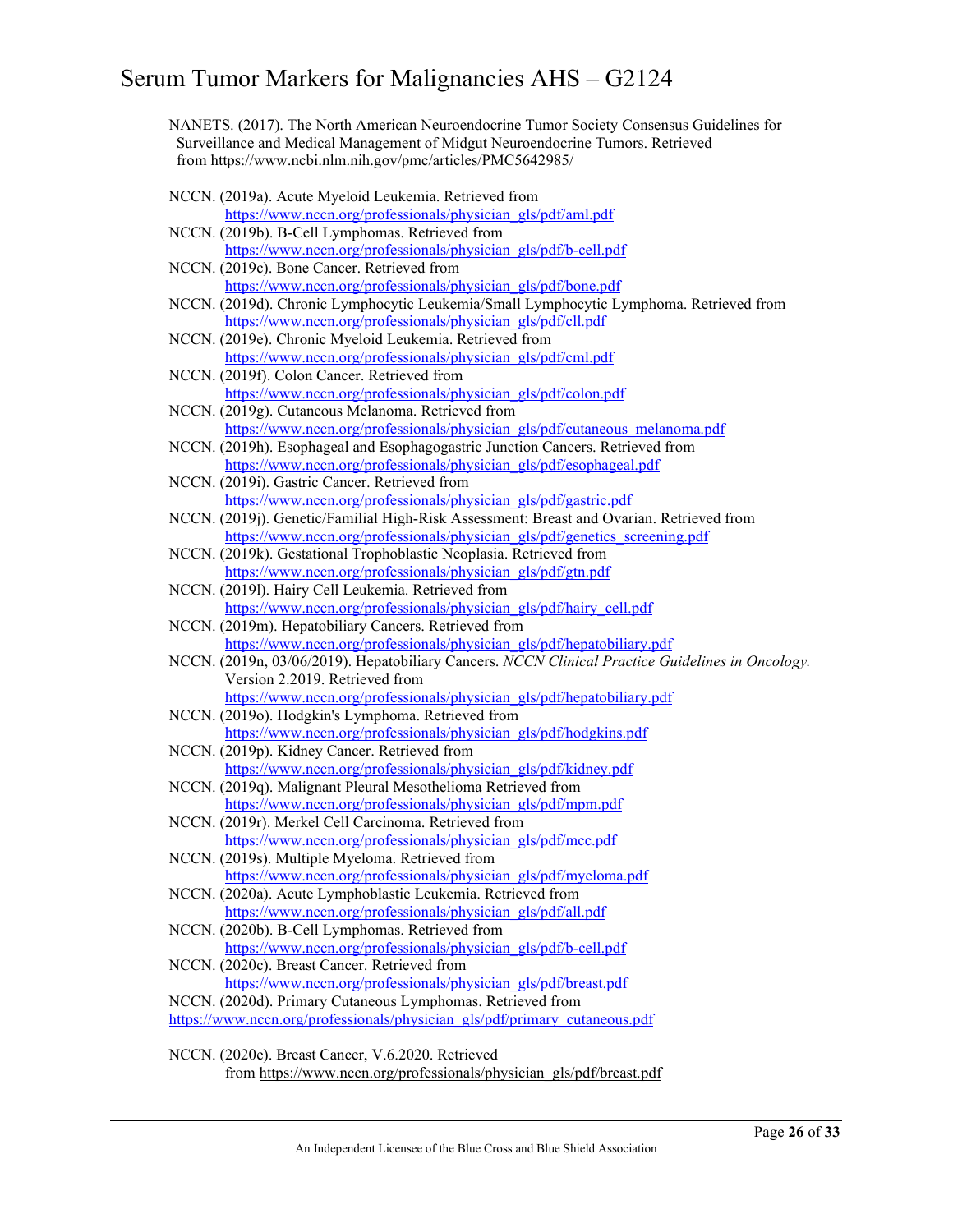NANETS. (2017). The North American Neuroendocrine Tumor Society Consensus Guidelines for Surveillance and Medical Management of Midgut Neuroendocrine Tumors. Retrieved from https://www.ncbi.nlm.nih.gov/pmc/articles/PMC5642985/

NCCN. (2019a). Acute Myeloid Leukemia. Retrieved from https://www.nccn.org/professionals/physician_gls/pdf/aml.pdf

NCCN. (2019b). B-Cell Lymphomas. Retrieved from https://www.nccn.org/professionals/physician_gls/pdf/b-cell.pdf

NCCN. (2019c). Bone Cancer. Retrieved from https://www.nccn.org/professionals/physician_gls/pdf/bone.pdf

NCCN. (2019d). Chronic Lymphocytic Leukemia/Small Lymphocytic Lymphoma. Retrieved from https://www.nccn.org/professionals/physician_gls/pdf/cll.pdf

NCCN. (2019e). Chronic Myeloid Leukemia. Retrieved from https://www.nccn.org/professionals/physician_gls/pdf/cml.pdf

NCCN. (2019f). Colon Cancer. Retrieved from https://www.nccn.org/professionals/physician_gls/pdf/colon.pdf

NCCN. (2019g). Cutaneous Melanoma. Retrieved from https://www.nccn.org/professionals/physician_gls/pdf/cutaneous_melanoma.pdf

NCCN. (2019h). Esophageal and Esophagogastric Junction Cancers. Retrieved from https://www.nccn.org/professionals/physician_gls/pdf/esophageal.pdf

NCCN. (2019i). Gastric Cancer. Retrieved from https://www.nccn.org/professionals/physician_gls/pdf/gastric.pdf

NCCN. (2019j). Genetic/Familial High-Risk Assessment: Breast and Ovarian. Retrieved from https://www.nccn.org/professionals/physician_gls/pdf/genetics_screening.pdf

NCCN. (2019k). Gestational Trophoblastic Neoplasia. Retrieved from https://www.nccn.org/professionals/physician_gls/pdf/gtn.pdf

NCCN. (2019l). Hairy Cell Leukemia. Retrieved from https://www.nccn.org/professionals/physician_gls/pdf/hairy_cell.pdf

NCCN. (2019m). Hepatobiliary Cancers. Retrieved from https://www.nccn.org/professionals/physician_gls/pdf/hepatobiliary.pdf

NCCN. (2019n, 03/06/2019). Hepatobiliary Cancers. *NCCN Clinical Practice Guidelines in Oncology.* Version 2.2019. Retrieved from https://www.nccn.org/professionals/physician_gls/pdf/hepatobiliary.pdf

NCCN. (2019o). Hodgkin's Lymphoma. Retrieved from https://www.nccn.org/professionals/physician_gls/pdf/hodgkins.pdf

NCCN. (2019p). Kidney Cancer. Retrieved from https://www.nccn.org/professionals/physician_gls/pdf/kidney.pdf

NCCN. (2019q). Malignant Pleural Mesothelioma Retrieved from https://www.nccn.org/professionals/physician_gls/pdf/mpm.pdf

NCCN. (2019r). Merkel Cell Carcinoma. Retrieved from https://www.nccn.org/professionals/physician_gls/pdf/mcc.pdf

NCCN. (2019s). Multiple Myeloma. Retrieved from https://www.nccn.org/professionals/physician_gls/pdf/myeloma.pdf

NCCN. (2020a). Acute Lymphoblastic Leukemia. Retrieved from https://www.nccn.org/professionals/physician_gls/pdf/all.pdf

NCCN. (2020b). B-Cell Lymphomas. Retrieved from https://www.nccn.org/professionals/physician_gls/pdf/b-cell.pdf

NCCN. (2020c). Breast Cancer. Retrieved from https://www.nccn.org/professionals/physician_gls/pdf/breast.pdf

NCCN. (2020d). Primary Cutaneous Lymphomas. Retrieved from https://www.nccn.org/professionals/physician_gls/pdf/primary_cutaneous.pdf

NCCN. (2020e). Breast Cancer, V.6.2020. Retrieved from https://www.nccn.org/professionals/physician_gls/pdf/breast.pdf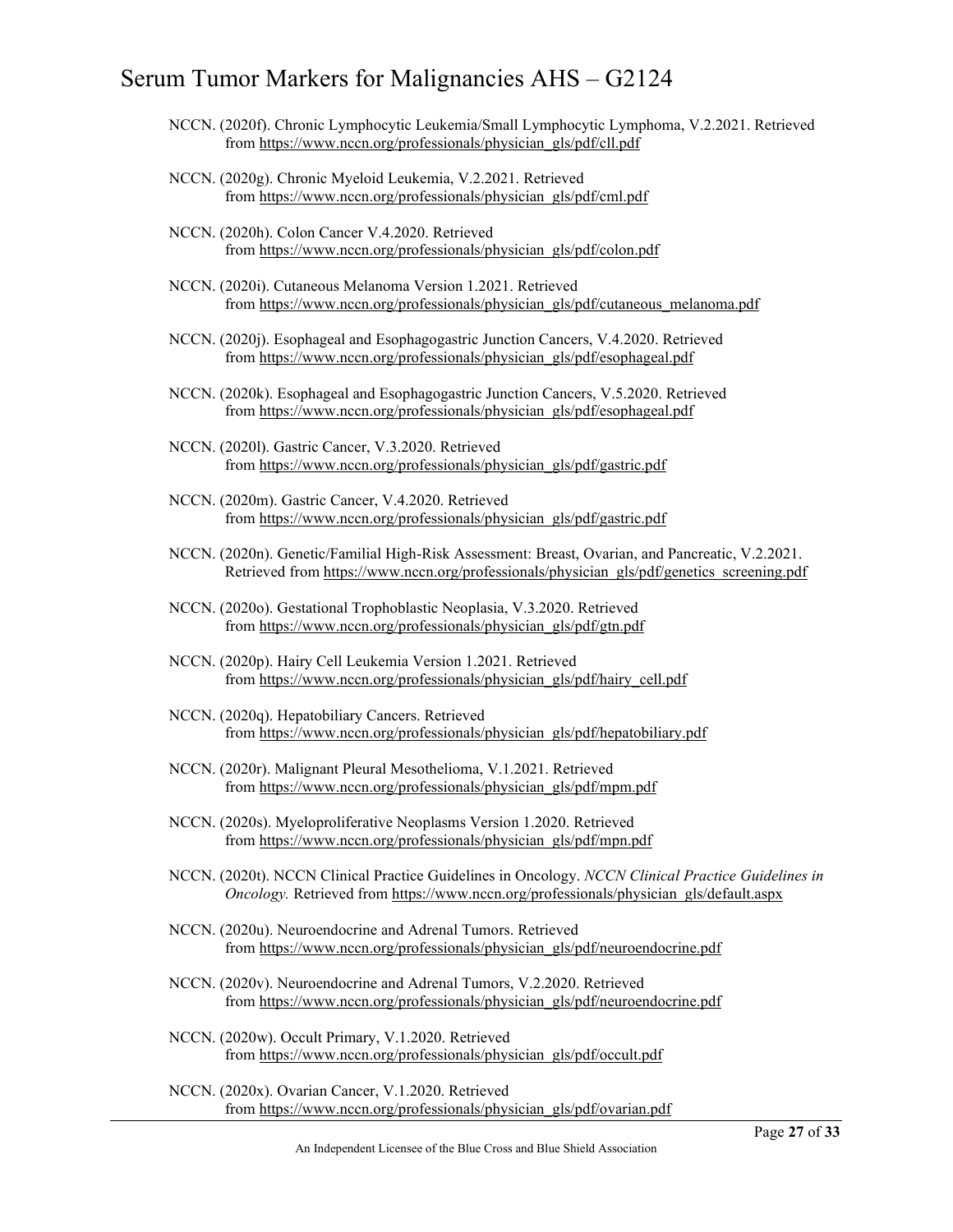NCCN. (2020f). Chronic Lymphocytic Leukemia/Small Lymphocytic Lymphoma, V.2.2021. Retrieved from https://www.nccn.org/professionals/physician_gls/pdf/cll.pdf

NCCN. (2020g). Chronic Myeloid Leukemia, V.2.2021. Retrieved from https://www.nccn.org/professionals/physician_gls/pdf/cml.pdf

NCCN. (2020h). Colon Cancer V.4.2020. Retrieved from https://www.nccn.org/professionals/physician_gls/pdf/colon.pdf

NCCN. (2020i). Cutaneous Melanoma Version 1.2021. Retrieved from https://www.nccn.org/professionals/physician_gls/pdf/cutaneous_melanoma.pdf

NCCN. (2020j). Esophageal and Esophagogastric Junction Cancers, V.4.2020. Retrieved from https://www.nccn.org/professionals/physician_gls/pdf/esophageal.pdf

NCCN. (2020k). Esophageal and Esophagogastric Junction Cancers, V.5.2020. Retrieved from https://www.nccn.org/professionals/physician_gls/pdf/esophageal.pdf

NCCN. (2020l). Gastric Cancer, V.3.2020. Retrieved from https://www.nccn.org/professionals/physician_gls/pdf/gastric.pdf

NCCN. (2020m). Gastric Cancer, V.4.2020. Retrieved from https://www.nccn.org/professionals/physician_gls/pdf/gastric.pdf

NCCN. (2020n). Genetic/Familial High-Risk Assessment: Breast, Ovarian, and Pancreatic, V.2.2021. Retrieved from https://www.nccn.org/professionals/physician_gls/pdf/genetics_screening.pdf

NCCN. (2020o). Gestational Trophoblastic Neoplasia, V.3.2020. Retrieved from https://www.nccn.org/professionals/physician_gls/pdf/gtn.pdf

NCCN. (2020p). Hairy Cell Leukemia Version 1.2021. Retrieved from https://www.nccn.org/professionals/physician_gls/pdf/hairy_cell.pdf

NCCN. (2020q). Hepatobiliary Cancers. Retrieved from https://www.nccn.org/professionals/physician_gls/pdf/hepatobiliary.pdf

NCCN. (2020r). Malignant Pleural Mesothelioma, V.1.2021. Retrieved from https://www.nccn.org/professionals/physician_gls/pdf/mpm.pdf

NCCN. (2020s). Myeloproliferative Neoplasms Version 1.2020. Retrieved from https://www.nccn.org/professionals/physician_gls/pdf/mpn.pdf

NCCN. (2020t). NCCN Clinical Practice Guidelines in Oncology. *NCCN Clinical Practice Guidelines in Oncology.* Retrieved from https://www.nccn.org/professionals/physician_gls/default.aspx

NCCN. (2020u). Neuroendocrine and Adrenal Tumors. Retrieved from https://www.nccn.org/professionals/physician_gls/pdf/neuroendocrine.pdf

NCCN. (2020v). Neuroendocrine and Adrenal Tumors, V.2.2020. Retrieved from https://www.nccn.org/professionals/physician_gls/pdf/neuroendocrine.pdf

NCCN. (2020w). Occult Primary, V.1.2020. Retrieved from https://www.nccn.org/professionals/physician_gls/pdf/occult.pdf

NCCN. (2020x). Ovarian Cancer, V.1.2020. Retrieved from https://www.nccn.org/professionals/physician_gls/pdf/ovarian.pdf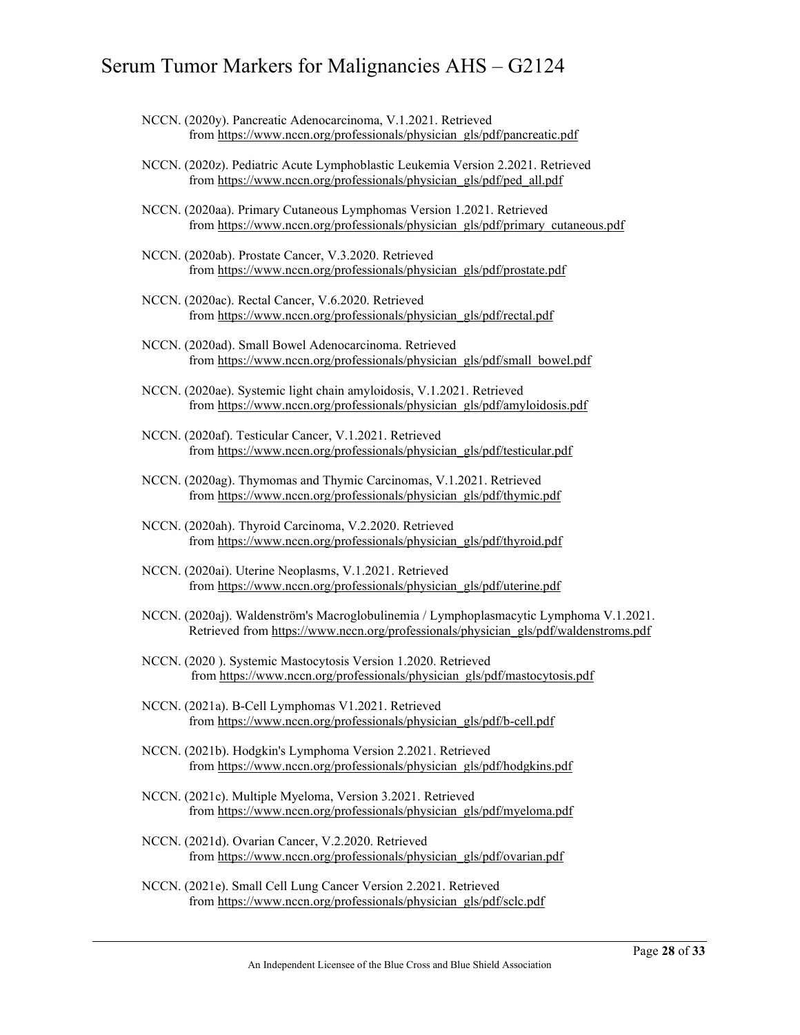NCCN. (2020y). Pancreatic Adenocarcinoma, V.1.2021. Retrieved from https://www.nccn.org/professionals/physician_gls/pdf/pancreatic.pdf

NCCN. (2020z). Pediatric Acute Lymphoblastic Leukemia Version 2.2021. Retrieved from https://www.nccn.org/professionals/physician_gls/pdf/ped_all.pdf

NCCN. (2020aa). Primary Cutaneous Lymphomas Version 1.2021. Retrieved from https://www.nccn.org/professionals/physician_gls/pdf/primary_cutaneous.pdf

NCCN. (2020ab). Prostate Cancer, V.3.2020. Retrieved from https://www.nccn.org/professionals/physician_gls/pdf/prostate.pdf

NCCN. (2020ac). Rectal Cancer, V.6.2020. Retrieved from https://www.nccn.org/professionals/physician_gls/pdf/rectal.pdf

NCCN. (2020ad). Small Bowel Adenocarcinoma. Retrieved from https://www.nccn.org/professionals/physician_gls/pdf/small_bowel.pdf

NCCN. (2020ae). Systemic light chain amyloidosis, V.1.2021. Retrieved from https://www.nccn.org/professionals/physician_gls/pdf/amyloidosis.pdf

NCCN. (2020af). Testicular Cancer, V.1.2021. Retrieved from https://www.nccn.org/professionals/physician_gls/pdf/testicular.pdf

NCCN. (2020ag). Thymomas and Thymic Carcinomas, V.1.2021. Retrieved from https://www.nccn.org/professionals/physician_gls/pdf/thymic.pdf

NCCN. (2020ah). Thyroid Carcinoma, V.2.2020. Retrieved from https://www.nccn.org/professionals/physician_gls/pdf/thyroid.pdf

NCCN. (2020ai). Uterine Neoplasms, V.1.2021. Retrieved from https://www.nccn.org/professionals/physician_gls/pdf/uterine.pdf

NCCN. (2020aj). Waldenström's Macroglobulinemia / Lymphoplasmacytic Lymphoma V.1.2021. Retrieved from https://www.nccn.org/professionals/physician_gls/pdf/waldenstroms.pdf

NCCN. (2020 ). Systemic Mastocytosis Version 1.2020. Retrieved from https://www.nccn.org/professionals/physician_gls/pdf/mastocytosis.pdf

NCCN. (2021a). B-Cell Lymphomas V1.2021. Retrieved from https://www.nccn.org/professionals/physician_gls/pdf/b-cell.pdf

NCCN. (2021b). Hodgkin's Lymphoma Version 2.2021. Retrieved from https://www.nccn.org/professionals/physician_gls/pdf/hodgkins.pdf

NCCN. (2021c). Multiple Myeloma, Version 3.2021. Retrieved from https://www.nccn.org/professionals/physician_gls/pdf/myeloma.pdf

NCCN. (2021d). Ovarian Cancer, V.2.2020. Retrieved from https://www.nccn.org/professionals/physician_gls/pdf/ovarian.pdf

NCCN. (2021e). Small Cell Lung Cancer Version 2.2021. Retrieved from https://www.nccn.org/professionals/physician_gls/pdf/sclc.pdf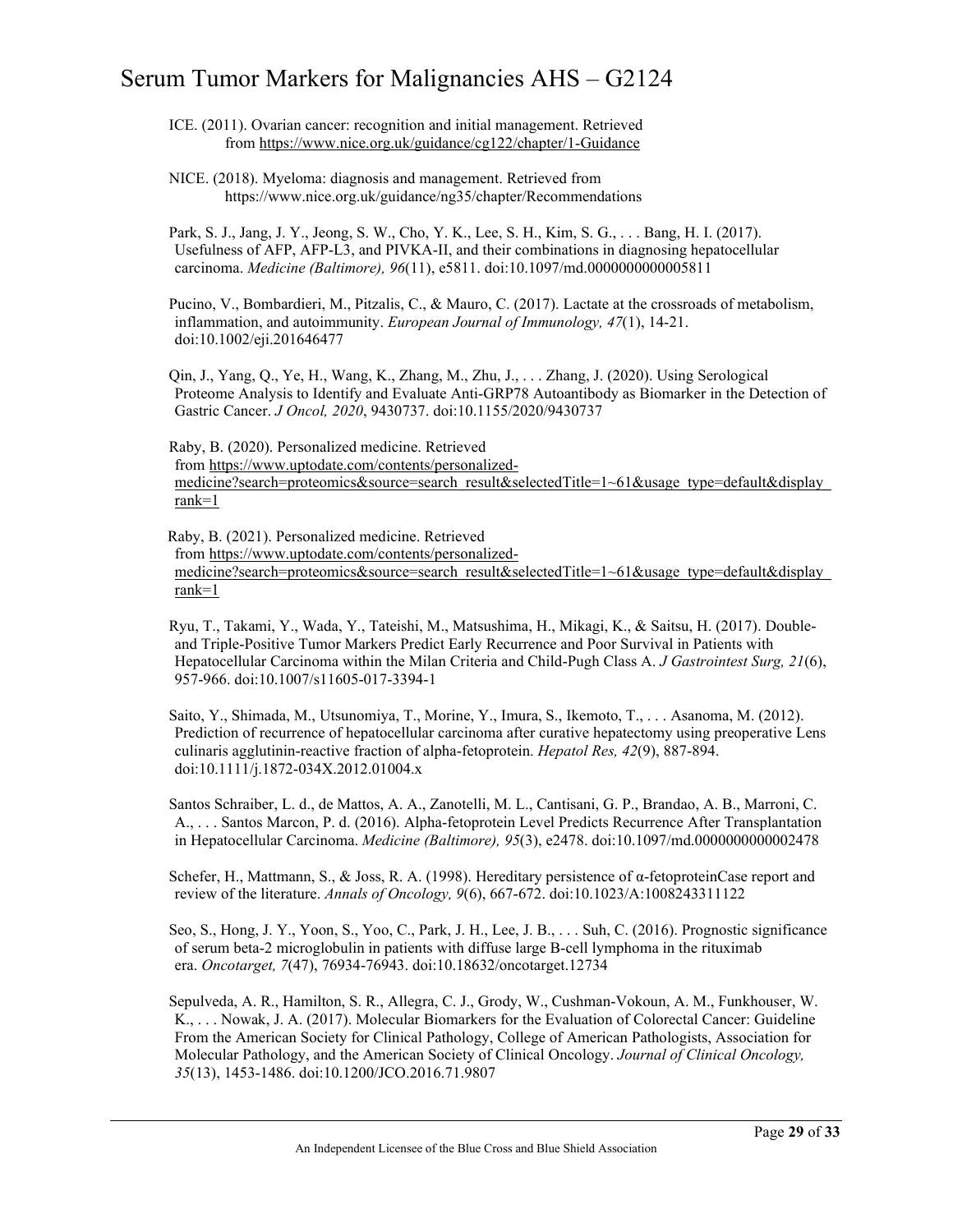ICE. (2011). Ovarian cancer: recognition and initial management. Retrieved from https://www.nice.org.uk/guidance/cg122/chapter/1-Guidance

NICE. (2018). Myeloma: diagnosis and management. Retrieved from https://www.nice.org.uk/guidance/ng35/chapter/Recommendations

Park, S. J., Jang, J. Y., Jeong, S. W., Cho, Y. K., Lee, S. H., Kim, S. G., . . . Bang, H. I. (2017). Usefulness of AFP, AFP-L3, and PIVKA-II, and their combinations in diagnosing hepatocellular carcinoma. *Medicine (Baltimore), 96*(11), e5811. doi:10.1097/md.0000000000005811

Pucino, V., Bombardieri, M., Pitzalis, C., & Mauro, C. (2017). Lactate at the crossroads of metabolism, inflammation, and autoimmunity. *European Journal of Immunology, 47*(1), 14-21. doi:10.1002/eji.201646477

Qin, J., Yang, Q., Ye, H., Wang, K., Zhang, M., Zhu, J., . . . Zhang, J. (2020). Using Serological Proteome Analysis to Identify and Evaluate Anti-GRP78 Autoantibody as Biomarker in the Detection of Gastric Cancer. *J Oncol, 2020*, 9430737. doi:10.1155/2020/9430737

Raby, B. (2020). Personalized medicine. Retrieved from https://www.uptodate.com/contents/personalized-medicine?search=proteomics&source=search_result&selectedTitle=1~61&usage_type=default&display_rank=1

Raby, B. (2021). Personalized medicine. Retrieved from https://www.uptodate.com/contents/personalized-medicine?search=proteomics&source=search_result&selectedTitle=1~61&usage_type=default&display_rank=1

Ryu, T., Takami, Y., Wada, Y., Tateishi, M., Matsushima, H., Mikagi, K., & Saitsu, H. (2017). Double- and Triple-Positive Tumor Markers Predict Early Recurrence and Poor Survival in Patients with Hepatocellular Carcinoma within the Milan Criteria and Child-Pugh Class A. *J Gastrointest Surg, 21*(6), 957-966. doi:10.1007/s11605-017-3394-1

Saito, Y., Shimada, M., Utsunomiya, T., Morine, Y., Imura, S., Ikemoto, T., . . . Asanoma, M. (2012). Prediction of recurrence of hepatocellular carcinoma after curative hepatectomy using preoperative Lens culinaris agglutinin-reactive fraction of alpha-fetoprotein. *Hepatol Res, 42*(9), 887-894. doi:10.1111/j.1872-034X.2012.01004.x

Santos Schraiber, L. d., de Mattos, A. A., Zanotelli, M. L., Cantisani, G. P., Brandao, A. B., Marroni, C. A., . . . Santos Marcon, P. d. (2016). Alpha-fetoprotein Level Predicts Recurrence After Transplantation in Hepatocellular Carcinoma. *Medicine (Baltimore), 95*(3), e2478. doi:10.1097/md.0000000000002478

Schefer, H., Mattmann, S., & Joss, R. A. (1998). Hereditary persistence of α-fetoproteinCase report and review of the literature. *Annals of Oncology, 9*(6), 667-672. doi:10.1023/A:1008243311122

Seo, S., Hong, J. Y., Yoon, S., Yoo, C., Park, J. H., Lee, J. B., . . . Suh, C. (2016). Prognostic significance of serum beta-2 microglobulin in patients with diffuse large B-cell lymphoma in the rituximab era. *Oncotarget, 7*(47), 76934-76943. doi:10.18632/oncotarget.12734

Sepulveda, A. R., Hamilton, S. R., Allegra, C. J., Grody, W., Cushman-Vokoun, A. M., Funkhouser, W. K., . . . Nowak, J. A. (2017). Molecular Biomarkers for the Evaluation of Colorectal Cancer: Guideline From the American Society for Clinical Pathology, College of American Pathologists, Association for Molecular Pathology, and the American Society of Clinical Oncology. *Journal of Clinical Oncology, 35*(13), 1453-1486. doi:10.1200/JCO.2016.71.9807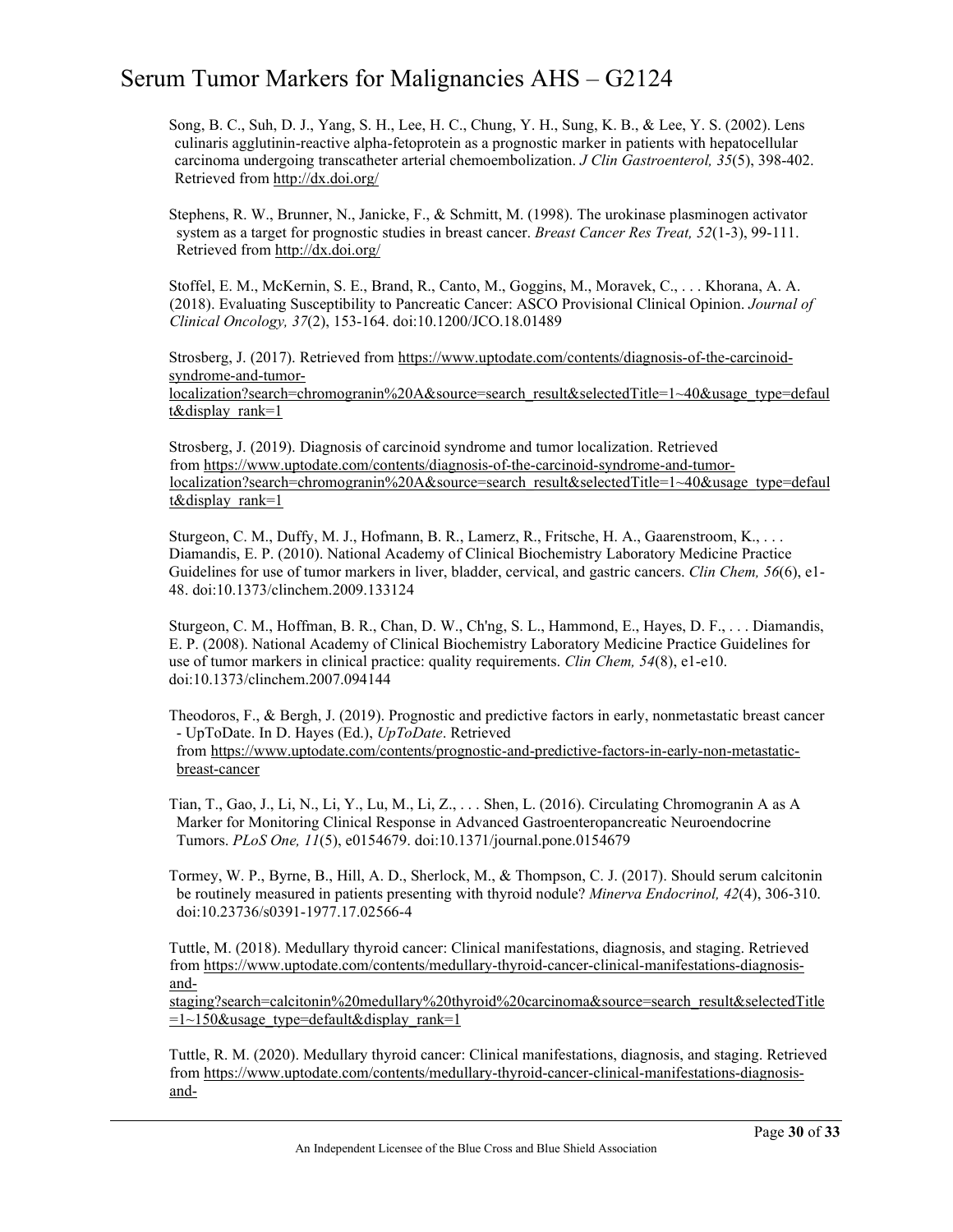Song, B. C., Suh, D. J., Yang, S. H., Lee, H. C., Chung, Y. H., Sung, K. B., & Lee, Y. S. (2002). Lens culinaris agglutinin-reactive alpha-fetoprotein as a prognostic marker in patients with hepatocellular carcinoma undergoing transcatheter arterial chemoembolization. *J Clin Gastroenterol, 35*(5), 398-402. Retrieved from http://dx.doi.org/

Stephens, R. W., Brunner, N., Janicke, F., & Schmitt, M. (1998). The urokinase plasminogen activator system as a target for prognostic studies in breast cancer. *Breast Cancer Res Treat, 52*(1-3), 99-111. Retrieved from http://dx.doi.org/

Stoffel, E. M., McKernin, S. E., Brand, R., Canto, M., Goggins, M., Moravek, C., . . . Khorana, A. A. (2018). Evaluating Susceptibility to Pancreatic Cancer: ASCO Provisional Clinical Opinion. *Journal of Clinical Oncology, 37*(2), 153-164. doi:10.1200/JCO.18.01489

Strosberg, J. (2017). Retrieved from https://www.uptodate.com/contents/diagnosis-of-the-carcinoid-syndrome-and-tumor-localization?search=chromogranin%20A&source=search_result&selectedTitle=1~40&usage_type=default&display_rank=1

Strosberg, J. (2019). Diagnosis of carcinoid syndrome and tumor localization. Retrieved from https://www.uptodate.com/contents/diagnosis-of-the-carcinoid-syndrome-and-tumor-localization?search=chromogranin%20A&source=search_result&selectedTitle=1~40&usage_type=default&display_rank=1

Sturgeon, C. M., Duffy, M. J., Hofmann, B. R., Lamerz, R., Fritsche, H. A., Gaarenstroom, K., . . . Diamandis, E. P. (2010). National Academy of Clinical Biochemistry Laboratory Medicine Practice Guidelines for use of tumor markers in liver, bladder, cervical, and gastric cancers. *Clin Chem, 56*(6), e1-48. doi:10.1373/clinchem.2009.133124

Sturgeon, C. M., Hoffman, B. R., Chan, D. W., Ch'ng, S. L., Hammond, E., Hayes, D. F., . . . Diamandis, E. P. (2008). National Academy of Clinical Biochemistry Laboratory Medicine Practice Guidelines for use of tumor markers in clinical practice: quality requirements. *Clin Chem, 54*(8), e1-e10. doi:10.1373/clinchem.2007.094144

Theodoros, F., & Bergh, J. (2019). Prognostic and predictive factors in early, nonmetastatic breast cancer - UpToDate. In D. Hayes (Ed.), *UpToDate*. Retrieved from https://www.uptodate.com/contents/prognostic-and-predictive-factors-in-early-non-metastatic-breast-cancer

Tian, T., Gao, J., Li, N., Li, Y., Lu, M., Li, Z., . . . Shen, L. (2016). Circulating Chromogranin A as A Marker for Monitoring Clinical Response in Advanced Gastroenteropancreatic Neuroendocrine Tumors. *PLoS One, 11*(5), e0154679. doi:10.1371/journal.pone.0154679

Tormey, W. P., Byrne, B., Hill, A. D., Sherlock, M., & Thompson, C. J. (2017). Should serum calcitonin be routinely measured in patients presenting with thyroid nodule? *Minerva Endocrinol, 42*(4), 306-310. doi:10.23736/s0391-1977.17.02566-4

Tuttle, M. (2018). Medullary thyroid cancer: Clinical manifestations, diagnosis, and staging. Retrieved from https://www.uptodate.com/contents/medullary-thyroid-cancer-clinical-manifestations-diagnosis-and-staging?search=calcitonin%20medullary%20thyroid%20carcinoma&source=search_result&selectedTitle=1~150&usage_type=default&display_rank=1

Tuttle, R. M. (2020). Medullary thyroid cancer: Clinical manifestations, diagnosis, and staging. Retrieved from https://www.uptodate.com/contents/medullary-thyroid-cancer-clinical-manifestations-diagnosis-and-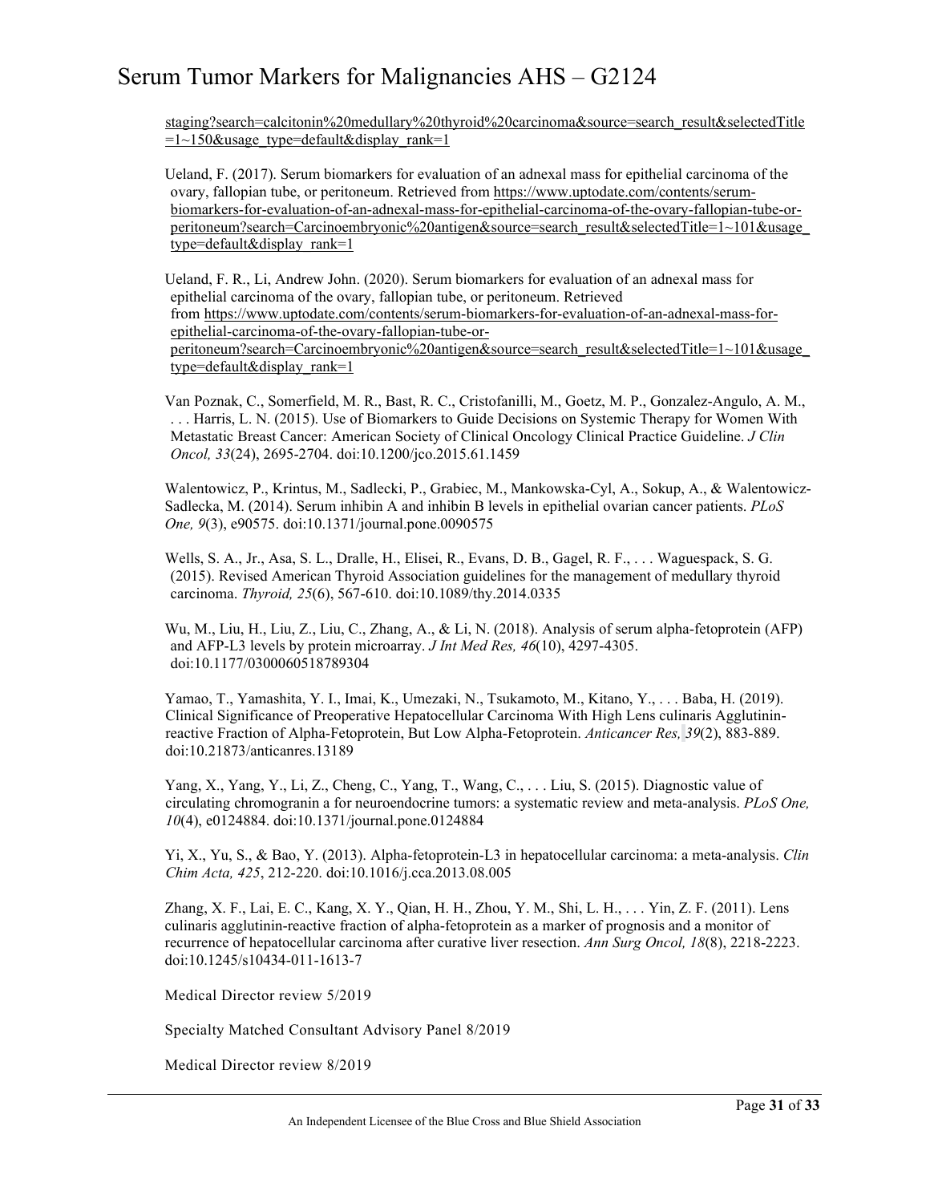staging?search=calcitonin%20medullary%20thyroid%20carcinoma&source=search_result&selectedTitle=1~150&usage_type=default&display_rank=1

Ueland, F. (2017). Serum biomarkers for evaluation of an adnexal mass for epithelial carcinoma of the ovary, fallopian tube, or peritoneum. Retrieved from https://www.uptodate.com/contents/serum-biomarkers-for-evaluation-of-an-adnexal-mass-for-epithelial-carcinoma-of-the-ovary-fallopian-tube-or-peritoneum?search=Carcinoembryonic%20antigen&source=search_result&selectedTitle=1~101&usage_type=default&display_rank=1

Ueland, F. R., Li, Andrew John. (2020). Serum biomarkers for evaluation of an adnexal mass for epithelial carcinoma of the ovary, fallopian tube, or peritoneum. Retrieved from https://www.uptodate.com/contents/serum-biomarkers-for-evaluation-of-an-adnexal-mass-for-epithelial-carcinoma-of-the-ovary-fallopian-tube-or-peritoneum?search=Carcinoembryonic%20antigen&source=search_result&selectedTitle=1~101&usage_type=default&display_rank=1

Van Poznak, C., Somerfield, M. R., Bast, R. C., Cristofanilli, M., Goetz, M. P., Gonzalez-Angulo, A. M., . . . Harris, L. N. (2015). Use of Biomarkers to Guide Decisions on Systemic Therapy for Women With Metastatic Breast Cancer: American Society of Clinical Oncology Clinical Practice Guideline. *J Clin Oncol, 33*(24), 2695-2704. doi:10.1200/jco.2015.61.1459

Walentowicz, P., Krintus, M., Sadlecki, P., Grabiec, M., Mankowska-Cyl, A., Sokup, A., & Walentowicz-Sadlecka, M. (2014). Serum inhibin A and inhibin B levels in epithelial ovarian cancer patients. *PLoS One, 9*(3), e90575. doi:10.1371/journal.pone.0090575

Wells, S. A., Jr., Asa, S. L., Dralle, H., Elisei, R., Evans, D. B., Gagel, R. F., . . . Waguespack, S. G. (2015). Revised American Thyroid Association guidelines for the management of medullary thyroid carcinoma. *Thyroid, 25*(6), 567-610. doi:10.1089/thy.2014.0335

Wu, M., Liu, H., Liu, Z., Liu, C., Zhang, A., & Li, N. (2018). Analysis of serum alpha-fetoprotein (AFP) and AFP-L3 levels by protein microarray. *J Int Med Res, 46*(10), 4297-4305. doi:10.1177/0300060518789304

Yamao, T., Yamashita, Y. I., Imai, K., Umezaki, N., Tsukamoto, M., Kitano, Y., . . . Baba, H. (2019). Clinical Significance of Preoperative Hepatocellular Carcinoma With High Lens culinaris Agglutinin-reactive Fraction of Alpha-Fetoprotein, But Low Alpha-Fetoprotein. *Anticancer Res, 39*(2), 883-889. doi:10.21873/anticanres.13189

Yang, X., Yang, Y., Li, Z., Cheng, C., Yang, T., Wang, C., . . . Liu, S. (2015). Diagnostic value of circulating chromogranin a for neuroendocrine tumors: a systematic review and meta-analysis. *PLoS One, 10*(4), e0124884. doi:10.1371/journal.pone.0124884

Yi, X., Yu, S., & Bao, Y. (2013). Alpha-fetoprotein-L3 in hepatocellular carcinoma: a meta-analysis. *Clin Chim Acta, 425*, 212-220. doi:10.1016/j.cca.2013.08.005

Zhang, X. F., Lai, E. C., Kang, X. Y., Qian, H. H., Zhou, Y. M., Shi, L. H., . . . Yin, Z. F. (2011). Lens culinaris agglutinin-reactive fraction of alpha-fetoprotein as a marker of prognosis and a monitor of recurrence of hepatocellular carcinoma after curative liver resection. *Ann Surg Oncol, 18*(8), 2218-2223. doi:10.1245/s10434-011-1613-7

Medical Director review 5/2019

Specialty Matched Consultant Advisory Panel 8/2019

Medical Director review 8/2019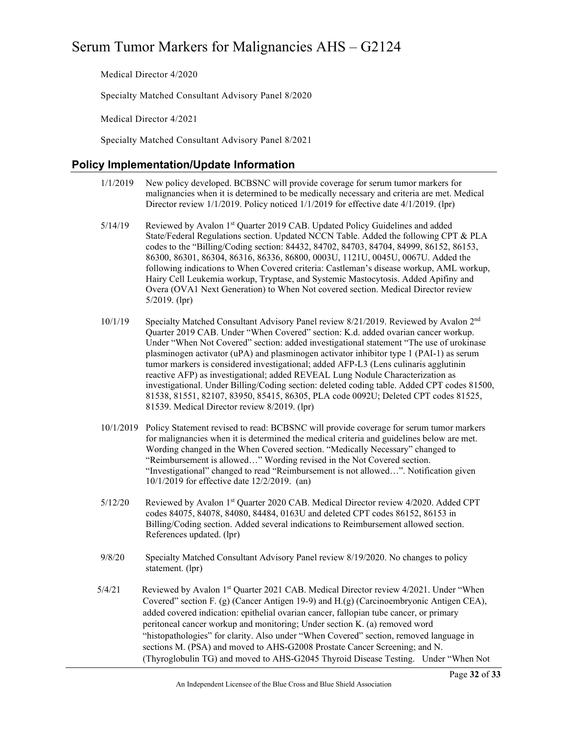Medical Director 4/2020

Specialty Matched Consultant Advisory Panel 8/2020

Medical Director 4/2021

Specialty Matched Consultant Advisory Panel 8/2021

## Policy Implementation/Update Information

1/1/2019 New policy developed. BCBSNC will provide coverage for serum tumor markers for malignancies when it is determined to be medically necessary and criteria are met. Medical Director review 1/1/2019. Policy noticed 1/1/2019 for effective date 4/1/2019. (lpr)

5/14/19 Reviewed by Avalon 1st Quarter 2019 CAB. Updated Policy Guidelines and added State/Federal Regulations section. Updated NCCN Table. Added the following CPT & PLA codes to the "Billing/Coding section: 84432, 84702, 84703, 84704, 84999, 86152, 86153, 86300, 86301, 86304, 86316, 86336, 86800, 0003U, 1121U, 0045U, 0067U. Added the following indications to When Covered criteria: Castleman's disease workup, AML workup, Hairy Cell Leukemia workup, Tryptase, and Systemic Mastocytosis. Added Apifiny and Overa (OVA1 Next Generation) to When Not covered section. Medical Director review 5/2019. (lpr)

10/1/19 Specialty Matched Consultant Advisory Panel review 8/21/2019. Reviewed by Avalon 2nd Quarter 2019 CAB. Under "When Covered" section: K.d. added ovarian cancer workup. Under "When Not Covered" section: added investigational statement "The use of urokinase plasminogen activator (uPA) and plasminogen activator inhibitor type 1 (PAI-1) as serum tumor markers is considered investigational; added AFP-L3 (Lens culinaris agglutinin reactive AFP) as investigational; added REVEAL Lung Nodule Characterization as investigational. Under Billing/Coding section: deleted coding table. Added CPT codes 81500, 81538, 81551, 82107, 83950, 85415, 86305, PLA code 0092U; Deleted CPT codes 81525, 81539. Medical Director review 8/2019. (lpr)

10/1/2019 Policy Statement revised to read: BCBSNC will provide coverage for serum tumor markers for malignancies when it is determined the medical criteria and guidelines below are met. Wording changed in the When Covered section. "Medically Necessary" changed to "Reimbursement is allowed…" Wording revised in the Not Covered section. "Investigational" changed to read "Reimbursement is not allowed…". Notification given 10/1/2019 for effective date 12/2/2019. (an)

5/12/20 Reviewed by Avalon 1st Quarter 2020 CAB. Medical Director review 4/2020. Added CPT codes 84075, 84078, 84080, 84484, 0163U and deleted CPT codes 86152, 86153 in Billing/Coding section. Added several indications to Reimbursement allowed section. References updated. (lpr)

9/8/20 Specialty Matched Consultant Advisory Panel review 8/19/2020. No changes to policy statement. (lpr)

5/4/21 Reviewed by Avalon 1st Quarter 2021 CAB. Medical Director review 4/2021. Under "When Covered" section F. (g) (Cancer Antigen 19-9) and H.(g) (Carcinoembryonic Antigen CEA), added covered indication: epithelial ovarian cancer, fallopian tube cancer, or primary peritoneal cancer workup and monitoring; Under section K. (a) removed word "histopathologies" for clarity. Also under "When Covered" section, removed language in sections M. (PSA) and moved to AHS-G2008 Prostate Cancer Screening; and N. (Thyroglobulin TG) and moved to AHS-G2045 Thyroid Disease Testing. Under "When Not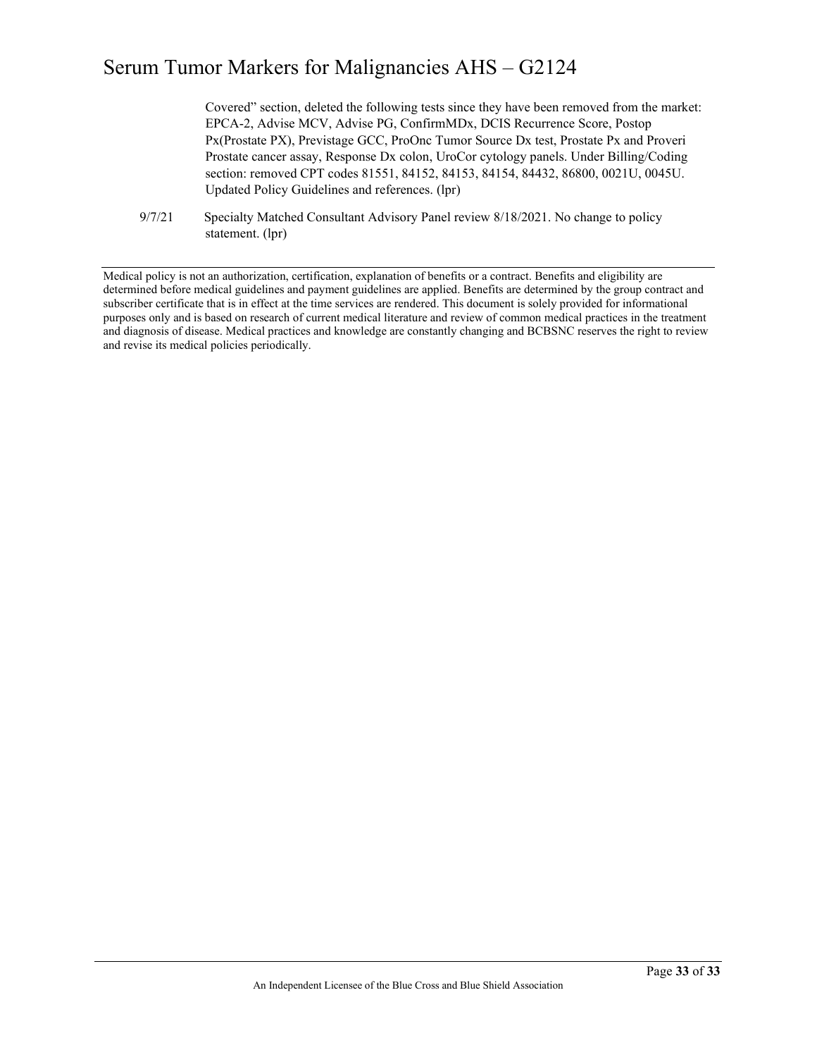Covered" section, deleted the following tests since they have been removed from the market: EPCA-2, Advise MCV, Advise PG, ConfirmMDx, DCIS Recurrence Score, Postop Px(Prostate PX), Previstage GCC, ProOnc Tumor Source Dx test, Prostate Px and Proveri Prostate cancer assay, Response Dx colon, UroCor cytology panels. Under Billing/Coding section: removed CPT codes 81551, 84152, 84153, 84154, 84432, 86800, 0021U, 0045U. Updated Policy Guidelines and references. (lpr)

9/7/21 Specialty Matched Consultant Advisory Panel review 8/18/2021. No change to policy statement. (lpr)

---

Medical policy is not an authorization, certification, explanation of benefits or a contract. Benefits and eligibility are determined before medical guidelines and payment guidelines are applied. Benefits are determined by the group contract and subscriber certificate that is in effect at the time services are rendered. This document is solely provided for informational purposes only and is based on research of current medical literature and review of common medical practices in the treatment and diagnosis of disease. Medical practices and knowledge are constantly changing and BCBSNC reserves the right to review and revise its medical policies periodically.